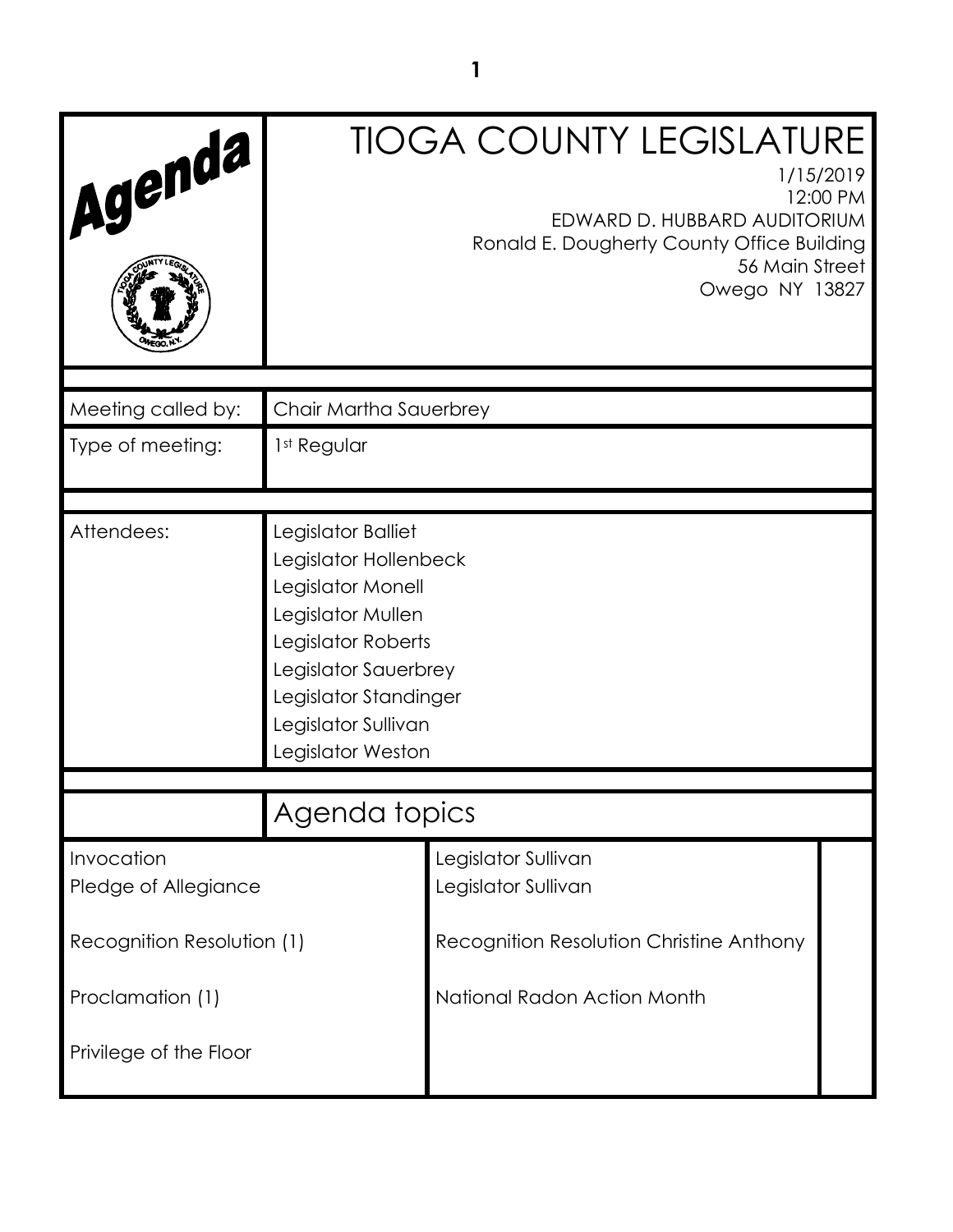# TIOGA COUNTY LEGISLATURE

Agenda

1/15/2019
12:00 PM
EDWARD D. HUBBARD AUDITORIUM
Ronald E. Dougherty County Office Building
56 Main Street
Owego NY 13827

| | |
|---|---|
| Meeting called by: | Chair Martha Sauerbrey |
| Type of meeting: | 1st Regular |

| | |
|---|---|
| Attendees: | Legislator Balliet<br>Legislator Hollenbeck<br>Legislator Monell<br>Legislator Mullen<br>Legislator Roberts<br>Legislator Sauerbrey<br>Legislator Standinger<br>Legislator Sullivan<br>Legislator Weston |

## Agenda topics

| | |
|---|---|
| Invocation | Legislator Sullivan |
| Pledge of Allegiance | Legislator Sullivan |
| Recognition Resolution (1) | Recognition Resolution Christine Anthony |
| Proclamation (1) | National Radon Action Month |
| Privilege of the Floor | |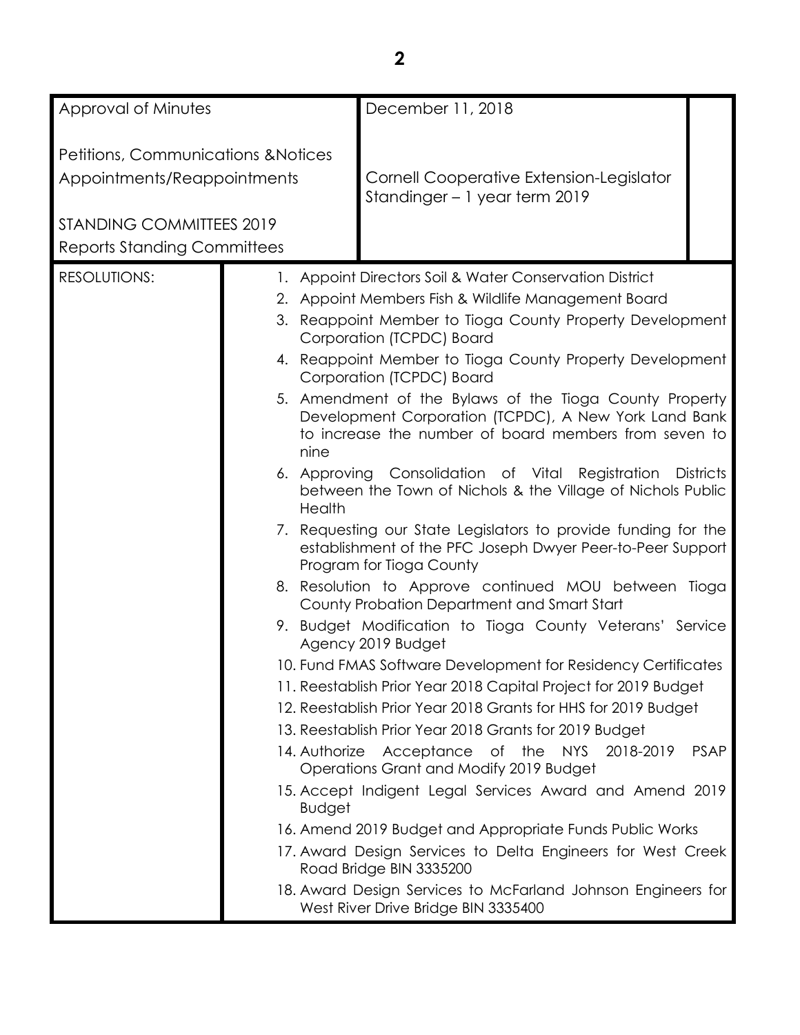| Approval of Minutes<br><br>Petitions, Communications &Notices<br>Appointments/Reappointments<br><br>STANDING COMMITTEES 2019<br>Reports Standing Committees | | December 11, 2018<br><br><br>Cornell Cooperative Extension-Legislator Standinger – 1 year term 2019 | |
|---|---|---|---|
| RESOLUTIONS: | 1. Appoint Directors Soil & Water Conservation District<br>2. Appoint Members Fish & Wildlife Management Board<br>3. Reappoint Member to Tioga County Property Development Corporation (TCPDC) Board<br>4. Reappoint Member to Tioga County Property Development Corporation (TCPDC) Board<br>5. Amendment of the Bylaws of the Tioga County Property Development Corporation (TCPDC), A New York Land Bank to increase the number of board members from seven to nine<br>6. Approving Consolidation of Vital Registration Districts between the Town of Nichols & the Village of Nichols Public Health<br>7. Requesting our State Legislators to provide funding for the establishment of the PFC Joseph Dwyer Peer-to-Peer Support Program for Tioga County<br>8. Resolution to Approve continued MOU between Tioga County Probation Department and Smart Start<br>9. Budget Modification to Tioga County Veterans' Service Agency 2019 Budget<br>10. Fund FMAS Software Development for Residency Certificates<br>11. Reestablish Prior Year 2018 Capital Project for 2019 Budget<br>12. Reestablish Prior Year 2018 Grants for HHS for 2019 Budget<br>13. Reestablish Prior Year 2018 Grants for 2019 Budget<br>14. Authorize Acceptance of the NYS 2018-2019 PSAP Operations Grant and Modify 2019 Budget<br>15. Accept Indigent Legal Services Award and Amend 2019 Budget<br>16. Amend 2019 Budget and Appropriate Funds Public Works<br>17. Award Design Services to Delta Engineers for West Creek Road Bridge BIN 3335200<br>18. Award Design Services to McFarland Johnson Engineers for West River Drive Bridge BIN 3335400 | | |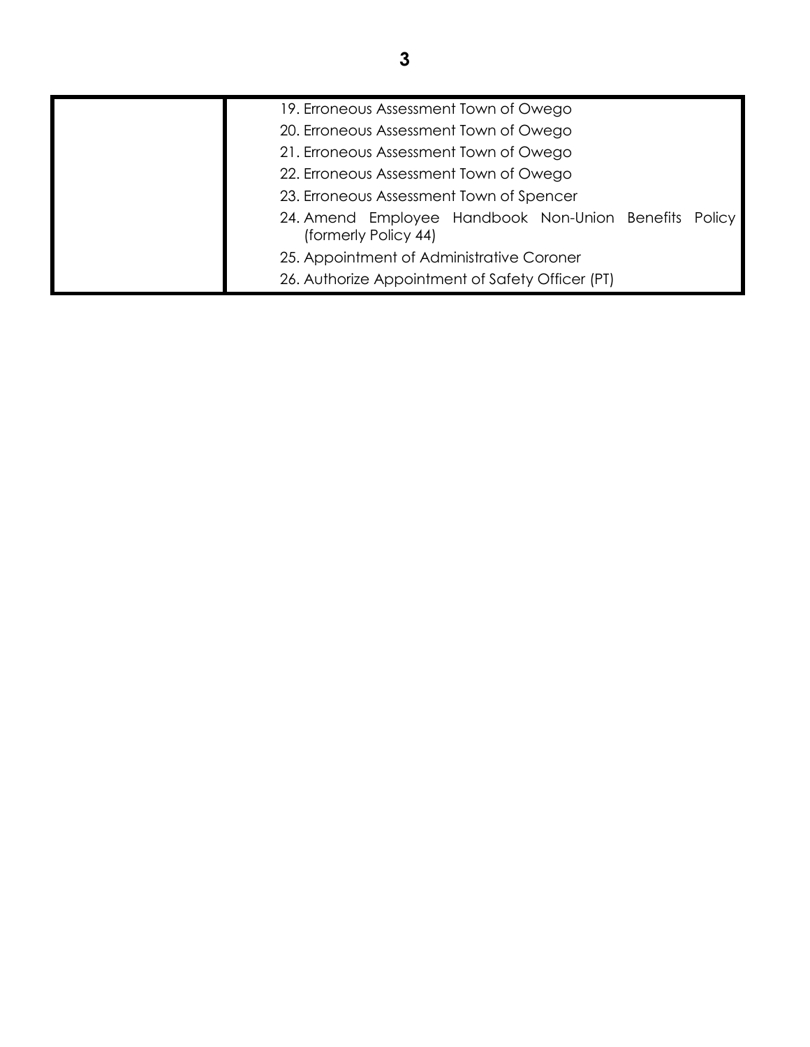| | |
|---|---|
| | 19. Erroneous Assessment Town of Owego<br>20. Erroneous Assessment Town of Owego<br>21. Erroneous Assessment Town of Owego<br>22. Erroneous Assessment Town of Owego<br>23. Erroneous Assessment Town of Spencer<br>24. Amend Employee Handbook Non-Union Benefits Policy (formerly Policy 44)<br>25. Appointment of Administrative Coroner<br>26. Authorize Appointment of Safety Officer (PT) |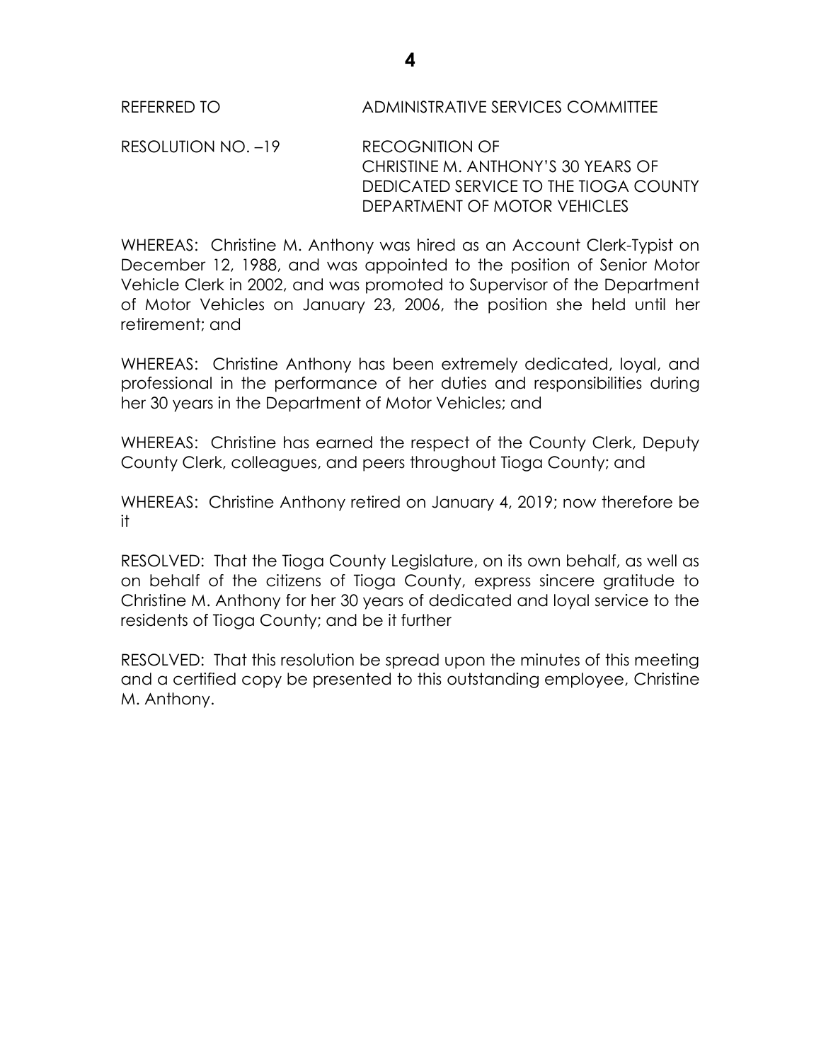REFERRED TO ADMINISTRATIVE SERVICES COMMITTEE

RESOLUTION NO. –19 RECOGNITION OF CHRISTINE M. ANTHONY'S 30 YEARS OF DEDICATED SERVICE TO THE TIOGA COUNTY DEPARTMENT OF MOTOR VEHICLES

WHEREAS: Christine M. Anthony was hired as an Account Clerk-Typist on December 12, 1988, and was appointed to the position of Senior Motor Vehicle Clerk in 2002, and was promoted to Supervisor of the Department of Motor Vehicles on January 23, 2006, the position she held until her retirement; and

WHEREAS: Christine Anthony has been extremely dedicated, loyal, and professional in the performance of her duties and responsibilities during her 30 years in the Department of Motor Vehicles; and

WHEREAS: Christine has earned the respect of the County Clerk, Deputy County Clerk, colleagues, and peers throughout Tioga County; and

WHEREAS: Christine Anthony retired on January 4, 2019; now therefore be it

RESOLVED: That the Tioga County Legislature, on its own behalf, as well as on behalf of the citizens of Tioga County, express sincere gratitude to Christine M. Anthony for her 30 years of dedicated and loyal service to the residents of Tioga County; and be it further

RESOLVED: That this resolution be spread upon the minutes of this meeting and a certified copy be presented to this outstanding employee, Christine M. Anthony.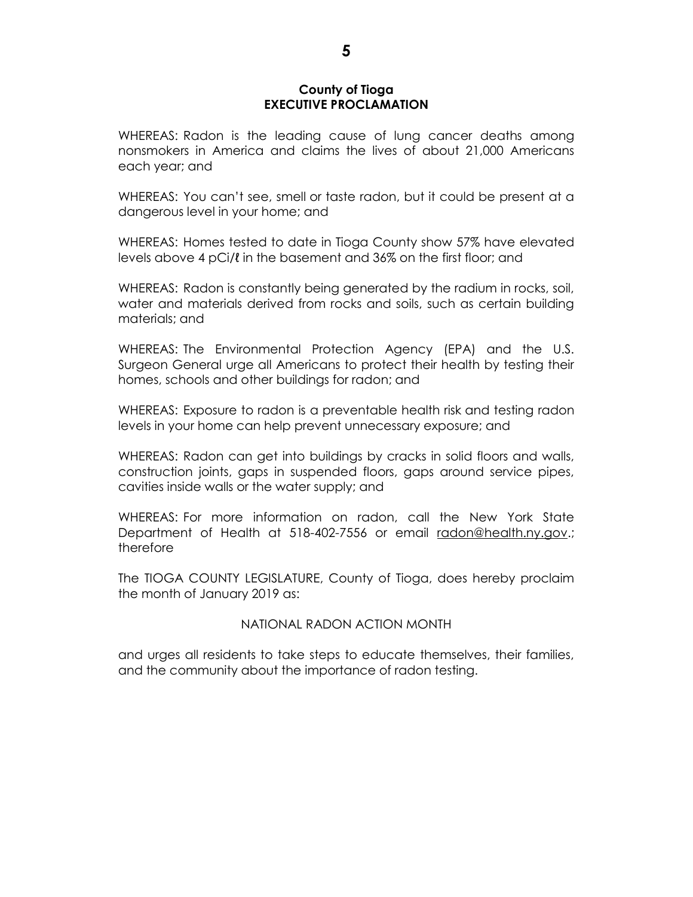**County of Tioga**
**EXECUTIVE PROCLAMATION**

WHEREAS: Radon is the leading cause of lung cancer deaths among nonsmokers in America and claims the lives of about 21,000 Americans each year; and

WHEREAS: You can't see, smell or taste radon, but it could be present at a dangerous level in your home; and

WHEREAS: Homes tested to date in Tioga County show 57% have elevated levels above 4 pCi/ℓ in the basement and 36% on the first floor; and

WHEREAS: Radon is constantly being generated by the radium in rocks, soil, water and materials derived from rocks and soils, such as certain building materials; and

WHEREAS: The Environmental Protection Agency (EPA) and the U.S. Surgeon General urge all Americans to protect their health by testing their homes, schools and other buildings for radon; and

WHEREAS: Exposure to radon is a preventable health risk and testing radon levels in your home can help prevent unnecessary exposure; and

WHEREAS: Radon can get into buildings by cracks in solid floors and walls, construction joints, gaps in suspended floors, gaps around service pipes, cavities inside walls or the water supply; and

WHEREAS: For more information on radon, call the New York State Department of Health at 518-402-7556 or email radon@health.ny.gov.; therefore

The TIOGA COUNTY LEGISLATURE, County of Tioga, does hereby proclaim the month of January 2019 as:

NATIONAL RADON ACTION MONTH

and urges all residents to take steps to educate themselves, their families, and the community about the importance of radon testing.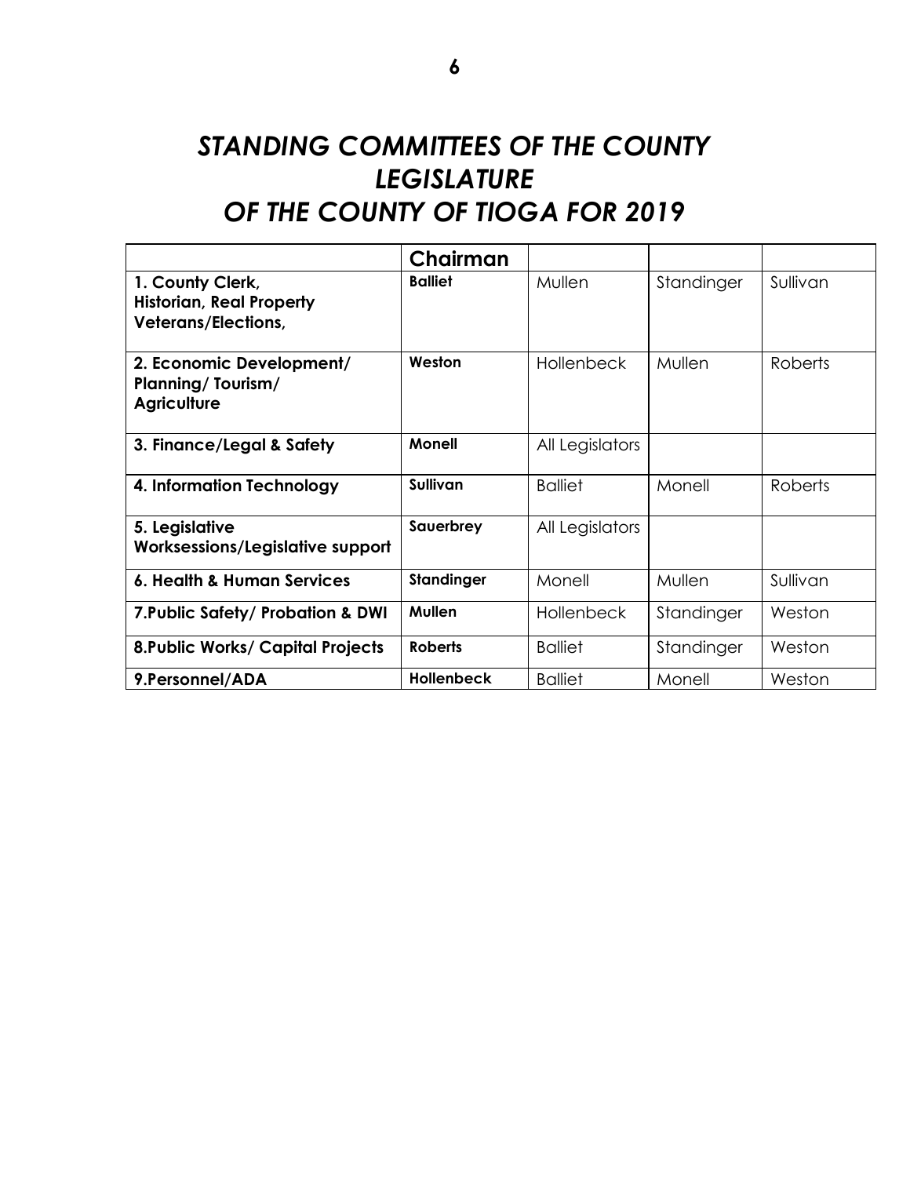# *STANDING COMMITTEES OF THE COUNTY LEGISLATURE OF THE COUNTY OF TIOGA FOR 2019*

| | **Chairman** | | | |
|---|---|---|---|---|
| **1. County Clerk, Historian, Real Property Veterans/Elections,** | **Balliet** | Mullen | Standinger | Sullivan |
| **2. Economic Development/ Planning/ Tourism/ Agriculture** | **Weston** | Hollenbeck | Mullen | Roberts |
| **3. Finance/Legal & Safety** | **Monell** | All Legislators | | |
| **4. Information Technology** | **Sullivan** | Balliet | Monell | Roberts |
| **5. Legislative Worksessions/Legislative support** | **Sauerbrey** | All Legislators | | |
| **6. Health & Human Services** | **Standinger** | Monell | Mullen | Sullivan |
| **7.Public Safety/ Probation & DWI** | **Mullen** | Hollenbeck | Standinger | Weston |
| **8.Public Works/ Capital Projects** | **Roberts** | Balliet | Standinger | Weston |
| **9.Personnel/ADA** | **Hollenbeck** | Balliet | Monell | Weston |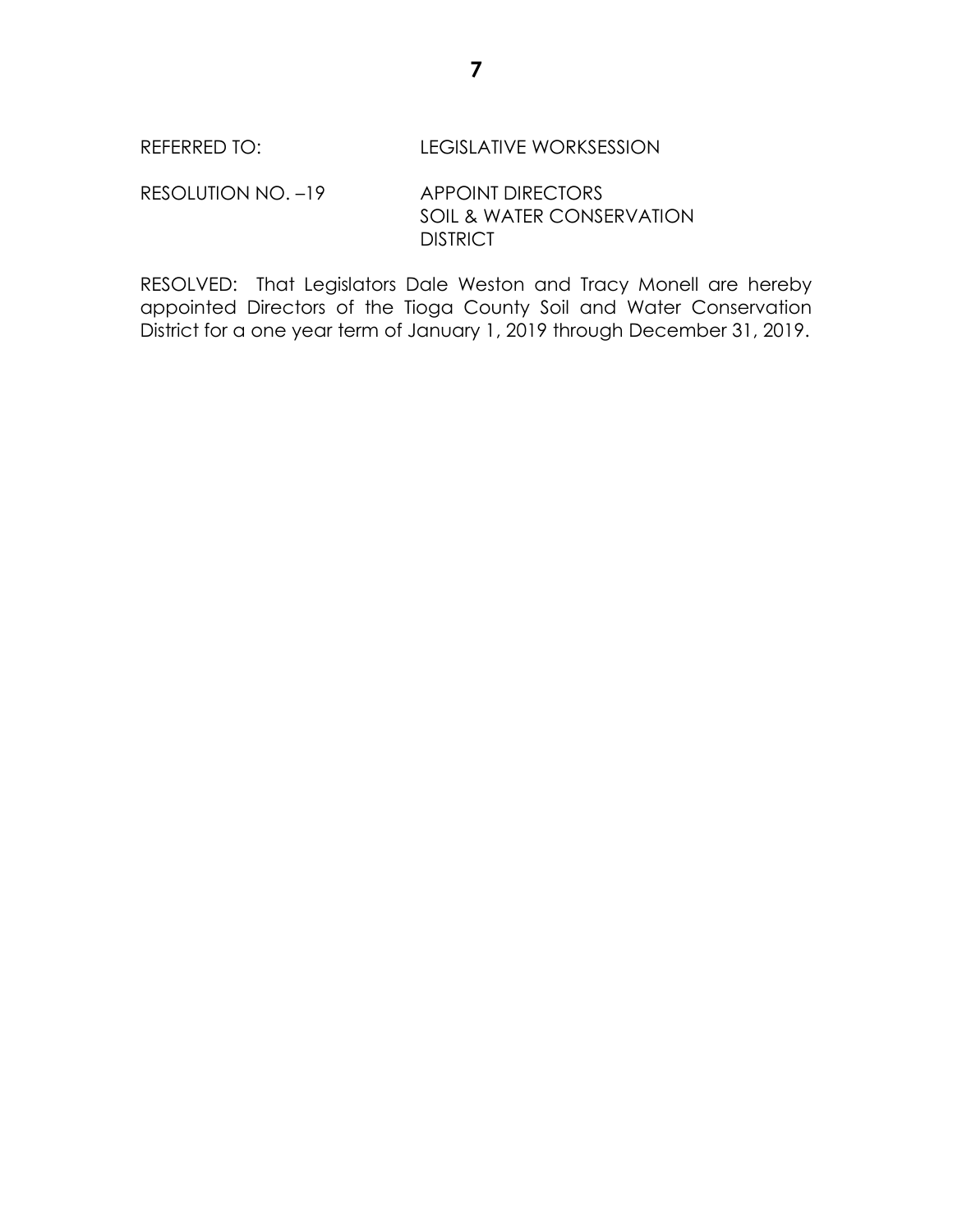REFERRED TO: LEGISLATIVE WORKSESSION

RESOLUTION NO. –19 APPOINT DIRECTORS
SOIL & WATER CONSERVATION
DISTRICT

RESOLVED: That Legislators Dale Weston and Tracy Monell are hereby appointed Directors of the Tioga County Soil and Water Conservation District for a one year term of January 1, 2019 through December 31, 2019.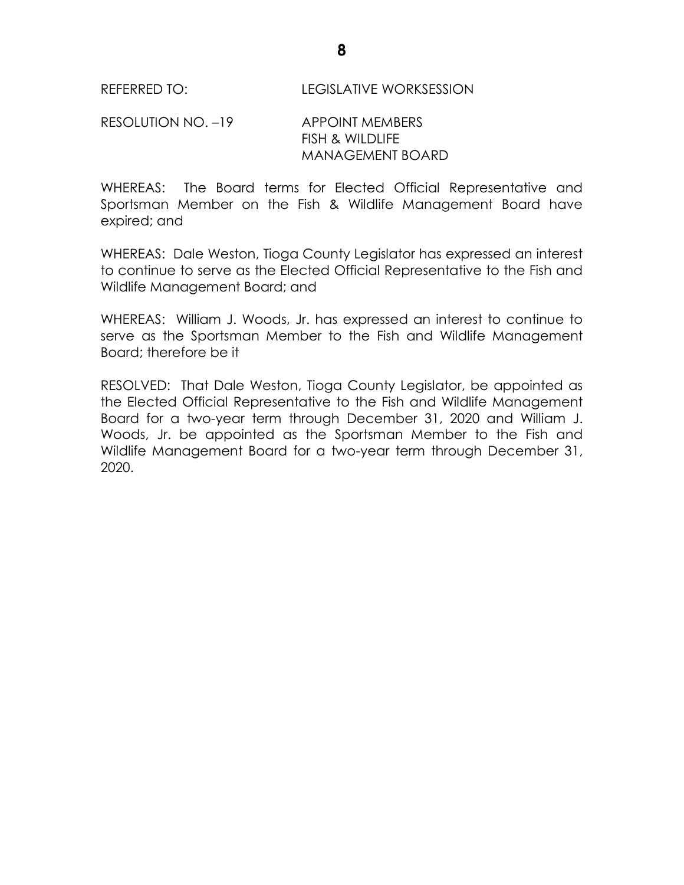REFERRED TO: LEGISLATIVE WORKSESSION

RESOLUTION NO. –19 APPOINT MEMBERS
FISH & WILDLIFE
MANAGEMENT BOARD

WHEREAS: The Board terms for Elected Official Representative and Sportsman Member on the Fish & Wildlife Management Board have expired; and

WHEREAS: Dale Weston, Tioga County Legislator has expressed an interest to continue to serve as the Elected Official Representative to the Fish and Wildlife Management Board; and

WHEREAS: William J. Woods, Jr. has expressed an interest to continue to serve as the Sportsman Member to the Fish and Wildlife Management Board; therefore be it

RESOLVED: That Dale Weston, Tioga County Legislator, be appointed as the Elected Official Representative to the Fish and Wildlife Management Board for a two-year term through December 31, 2020 and William J. Woods, Jr. be appointed as the Sportsman Member to the Fish and Wildlife Management Board for a two-year term through December 31, 2020.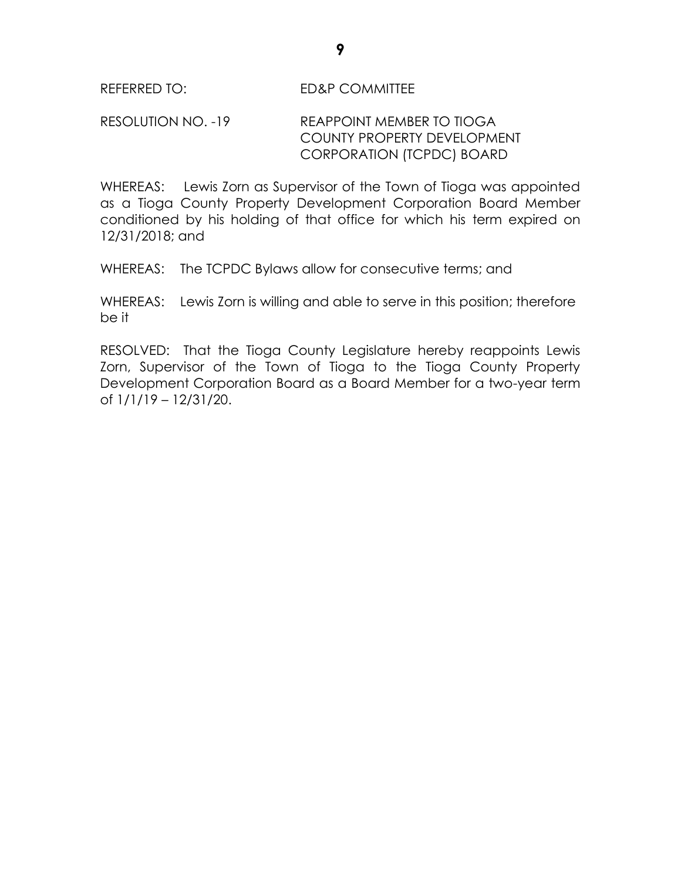REFERRED TO: ED&P COMMITTEE

RESOLUTION NO. -19 REAPPOINT MEMBER TO TIOGA COUNTY PROPERTY DEVELOPMENT CORPORATION (TCPDC) BOARD

WHEREAS: Lewis Zorn as Supervisor of the Town of Tioga was appointed as a Tioga County Property Development Corporation Board Member conditioned by his holding of that office for which his term expired on 12/31/2018; and

WHEREAS: The TCPDC Bylaws allow for consecutive terms; and

WHEREAS: Lewis Zorn is willing and able to serve in this position; therefore be it

RESOLVED: That the Tioga County Legislature hereby reappoints Lewis Zorn, Supervisor of the Town of Tioga to the Tioga County Property Development Corporation Board as a Board Member for a two-year term of 1/1/19 – 12/31/20.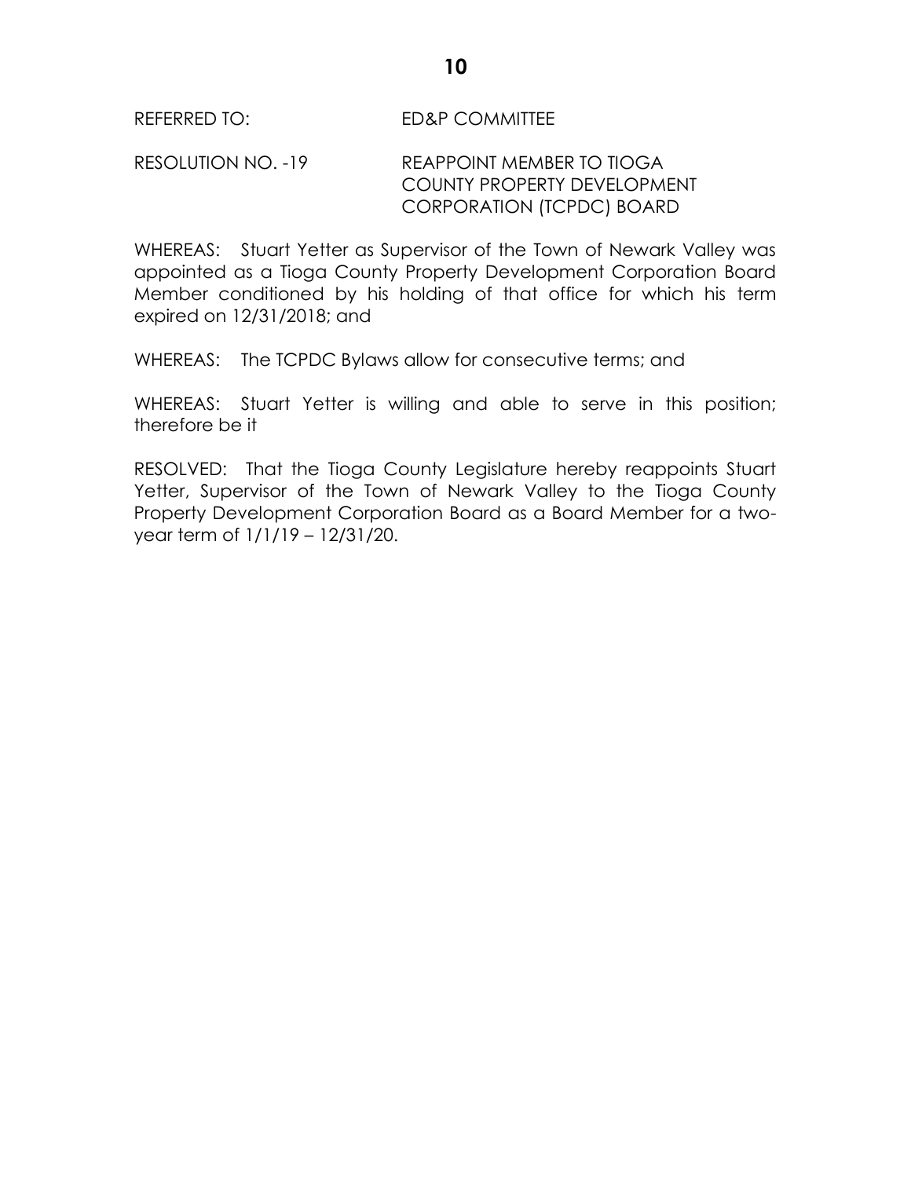REFERRED TO: ED&P COMMITTEE

RESOLUTION NO. -19 REAPPOINT MEMBER TO TIOGA COUNTY PROPERTY DEVELOPMENT CORPORATION (TCPDC) BOARD

WHEREAS: Stuart Yetter as Supervisor of the Town of Newark Valley was appointed as a Tioga County Property Development Corporation Board Member conditioned by his holding of that office for which his term expired on 12/31/2018; and

WHEREAS: The TCPDC Bylaws allow for consecutive terms; and

WHEREAS: Stuart Yetter is willing and able to serve in this position; therefore be it

RESOLVED: That the Tioga County Legislature hereby reappoints Stuart Yetter, Supervisor of the Town of Newark Valley to the Tioga County Property Development Corporation Board as a Board Member for a two-year term of 1/1/19 – 12/31/20.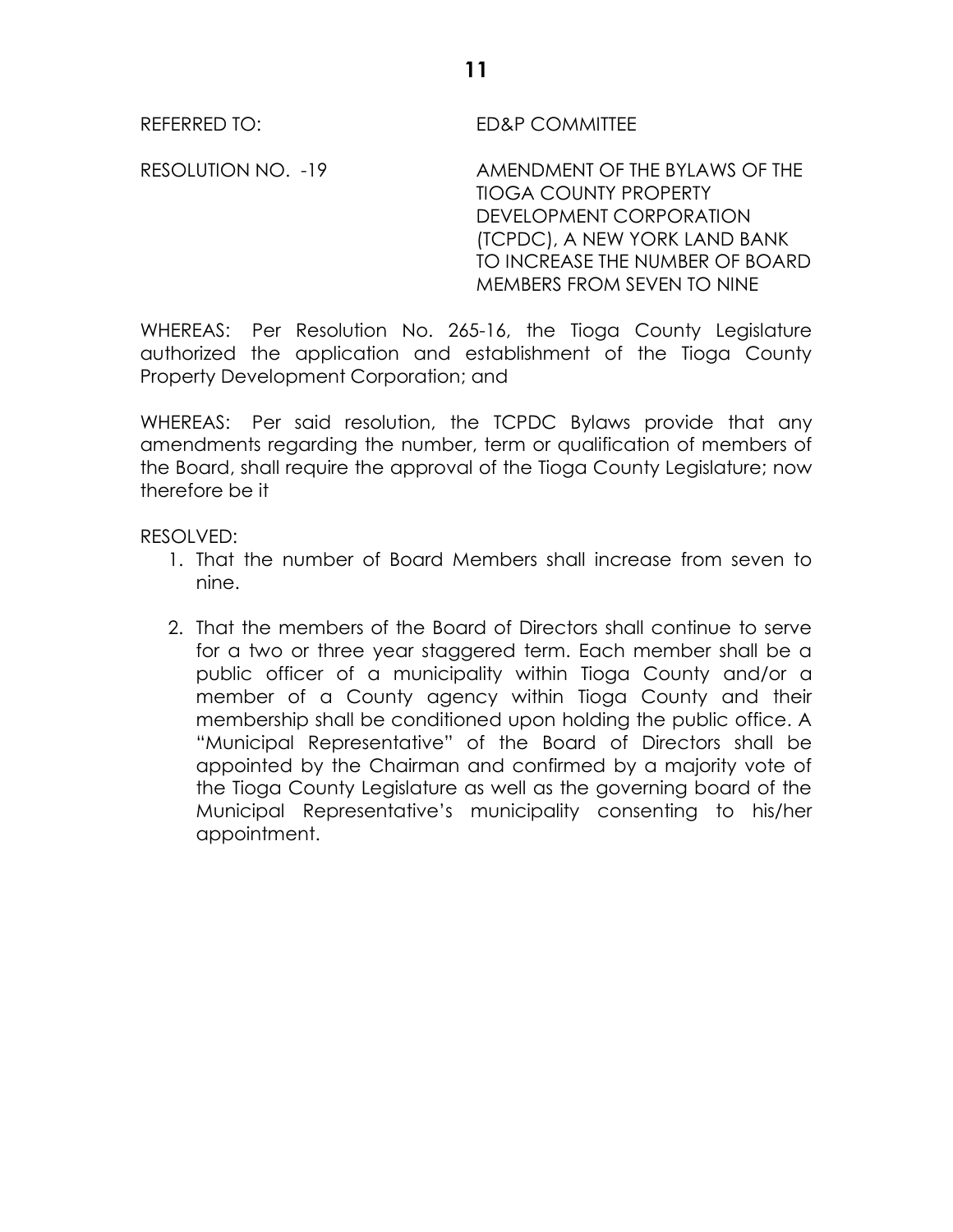REFERRED TO: ED&P COMMITTEE

RESOLUTION NO. -19 AMENDMENT OF THE BYLAWS OF THE TIOGA COUNTY PROPERTY DEVELOPMENT CORPORATION (TCPDC), A NEW YORK LAND BANK TO INCREASE THE NUMBER OF BOARD MEMBERS FROM SEVEN TO NINE

WHEREAS: Per Resolution No. 265-16, the Tioga County Legislature authorized the application and establishment of the Tioga County Property Development Corporation; and

WHEREAS: Per said resolution, the TCPDC Bylaws provide that any amendments regarding the number, term or qualification of members of the Board, shall require the approval of the Tioga County Legislature; now therefore be it

RESOLVED:

1. That the number of Board Members shall increase from seven to nine.

2. That the members of the Board of Directors shall continue to serve for a two or three year staggered term. Each member shall be a public officer of a municipality within Tioga County and/or a member of a County agency within Tioga County and their membership shall be conditioned upon holding the public office. A "Municipal Representative" of the Board of Directors shall be appointed by the Chairman and confirmed by a majority vote of the Tioga County Legislature as well as the governing board of the Municipal Representative's municipality consenting to his/her appointment.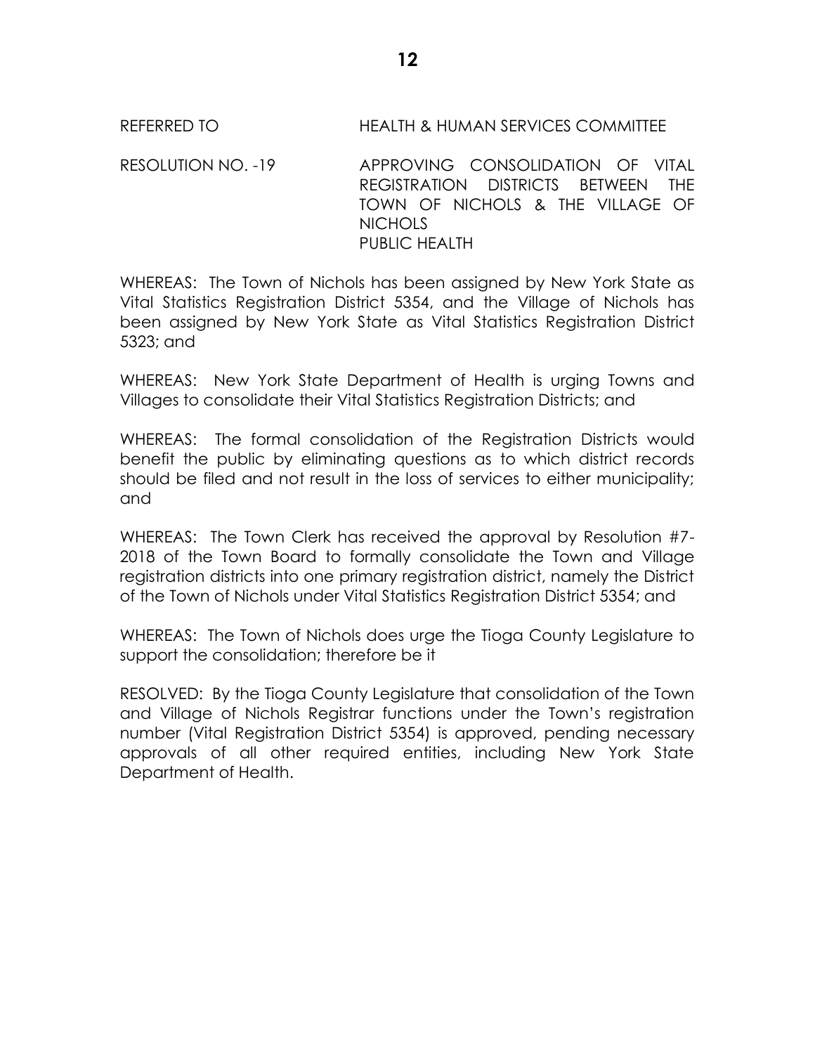REFERRED TO HEALTH & HUMAN SERVICES COMMITTEE

RESOLUTION NO. -19 APPROVING CONSOLIDATION OF VITAL REGISTRATION DISTRICTS BETWEEN THE TOWN OF NICHOLS & THE VILLAGE OF NICHOLS
PUBLIC HEALTH

WHEREAS: The Town of Nichols has been assigned by New York State as Vital Statistics Registration District 5354, and the Village of Nichols has been assigned by New York State as Vital Statistics Registration District 5323; and

WHEREAS: New York State Department of Health is urging Towns and Villages to consolidate their Vital Statistics Registration Districts; and

WHEREAS: The formal consolidation of the Registration Districts would benefit the public by eliminating questions as to which district records should be filed and not result in the loss of services to either municipality; and

WHEREAS: The Town Clerk has received the approval by Resolution #7-2018 of the Town Board to formally consolidate the Town and Village registration districts into one primary registration district, namely the District of the Town of Nichols under Vital Statistics Registration District 5354; and

WHEREAS: The Town of Nichols does urge the Tioga County Legislature to support the consolidation; therefore be it

RESOLVED: By the Tioga County Legislature that consolidation of the Town and Village of Nichols Registrar functions under the Town's registration number (Vital Registration District 5354) is approved, pending necessary approvals of all other required entities, including New York State Department of Health.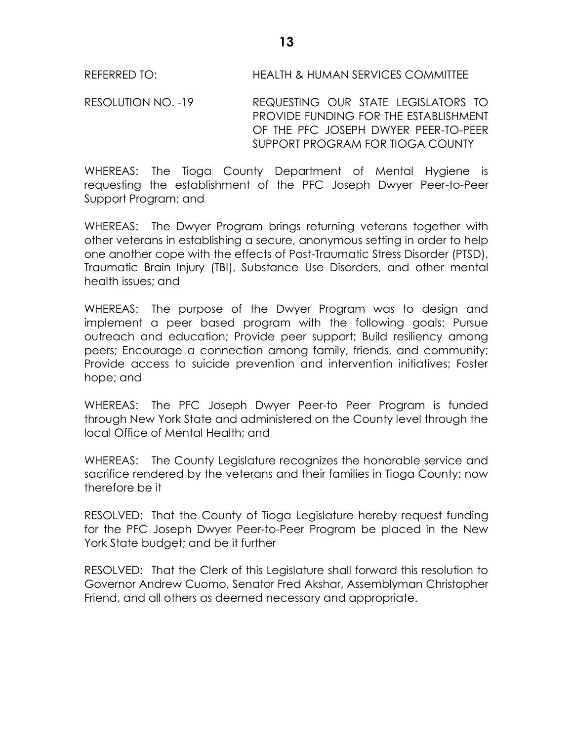REFERRED TO: HEALTH & HUMAN SERVICES COMMITTEE

RESOLUTION NO. -19 REQUESTING OUR STATE LEGISLATORS TO PROVIDE FUNDING FOR THE ESTABLISHMENT OF THE PFC JOSEPH DWYER PEER-TO-PEER SUPPORT PROGRAM FOR TIOGA COUNTY

WHEREAS: The Tioga County Department of Mental Hygiene is requesting the establishment of the PFC Joseph Dwyer Peer-to-Peer Support Program; and

WHEREAS: The Dwyer Program brings returning veterans together with other veterans in establishing a secure, anonymous setting in order to help one another cope with the effects of Post-Traumatic Stress Disorder (PTSD), Traumatic Brain Injury (TBI), Substance Use Disorders, and other mental health issues; and

WHEREAS: The purpose of the Dwyer Program was to design and implement a peer based program with the following goals: Pursue outreach and education; Provide peer support; Build resiliency among peers; Encourage a connection among family, friends, and community; Provide access to suicide prevention and intervention initiatives; Foster hope; and

WHEREAS: The PFC Joseph Dwyer Peer-to Peer Program is funded through New York State and administered on the County level through the local Office of Mental Health; and

WHEREAS: The County Legislature recognizes the honorable service and sacrifice rendered by the veterans and their families in Tioga County; now therefore be it

RESOLVED: That the County of Tioga Legislature hereby request funding for the PFC Joseph Dwyer Peer-to-Peer Program be placed in the New York State budget; and be it further

RESOLVED: That the Clerk of this Legislature shall forward this resolution to Governor Andrew Cuomo, Senator Fred Akshar, Assemblyman Christopher Friend, and all others as deemed necessary and appropriate.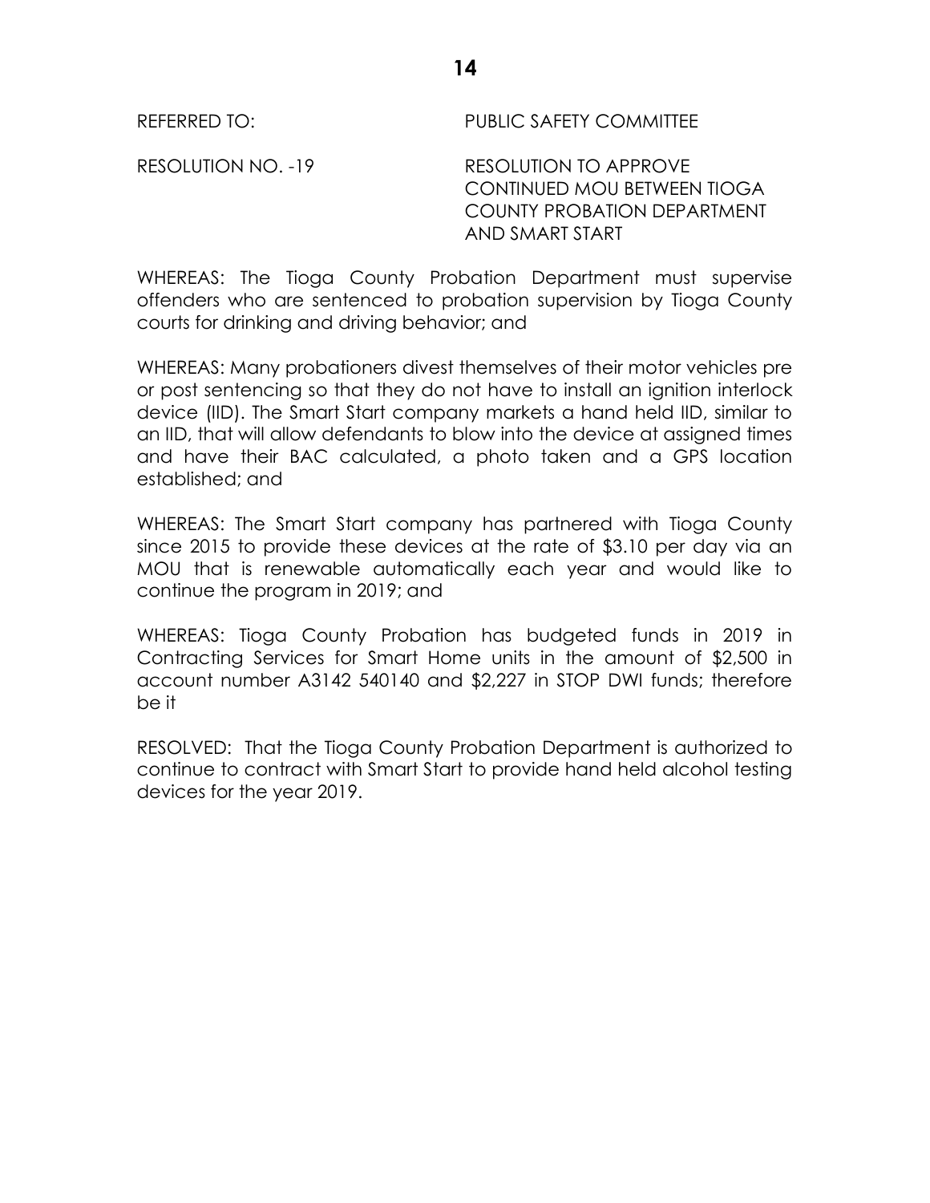REFERRED TO: PUBLIC SAFETY COMMITTEE

RESOLUTION NO. -19 RESOLUTION TO APPROVE CONTINUED MOU BETWEEN TIOGA COUNTY PROBATION DEPARTMENT AND SMART START

WHEREAS: The Tioga County Probation Department must supervise offenders who are sentenced to probation supervision by Tioga County courts for drinking and driving behavior; and

WHEREAS: Many probationers divest themselves of their motor vehicles pre or post sentencing so that they do not have to install an ignition interlock device (IID). The Smart Start company markets a hand held IID, similar to an IID, that will allow defendants to blow into the device at assigned times and have their BAC calculated, a photo taken and a GPS location established; and

WHEREAS: The Smart Start company has partnered with Tioga County since 2015 to provide these devices at the rate of $3.10 per day via an MOU that is renewable automatically each year and would like to continue the program in 2019; and

WHEREAS: Tioga County Probation has budgeted funds in 2019 in Contracting Services for Smart Home units in the amount of $2,500 in account number A3142 540140 and $2,227 in STOP DWI funds; therefore be it

RESOLVED: That the Tioga County Probation Department is authorized to continue to contract with Smart Start to provide hand held alcohol testing devices for the year 2019.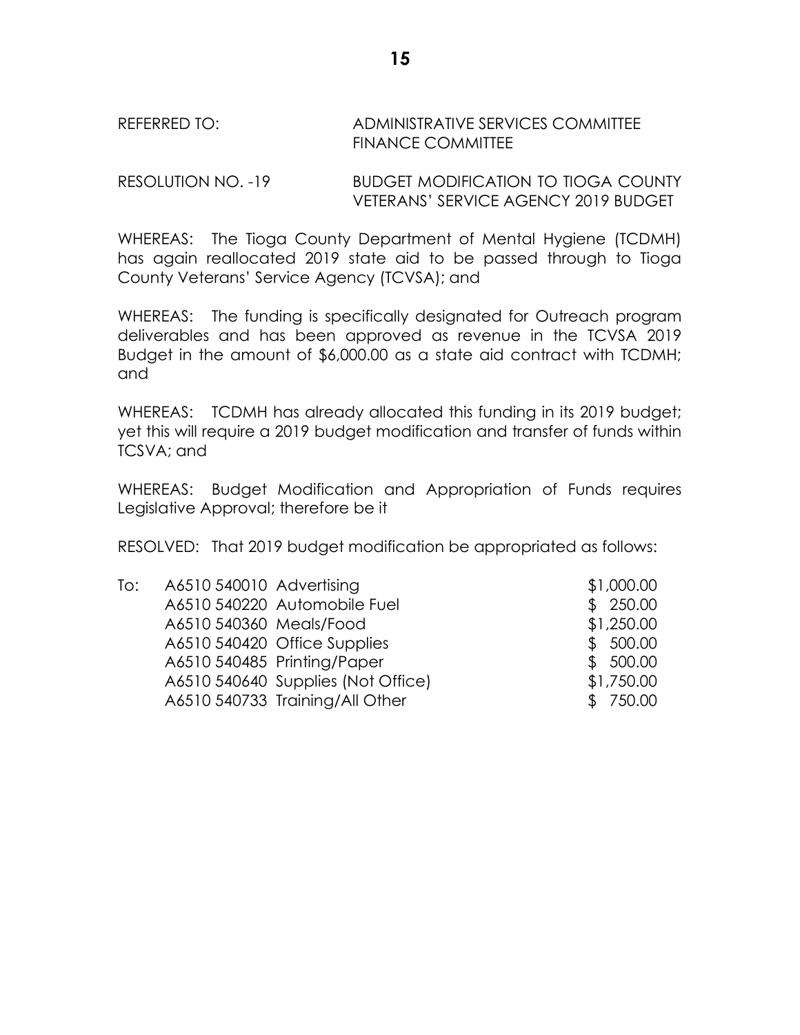REFERRED TO: ADMINISTRATIVE SERVICES COMMITTEE
FINANCE COMMITTEE

RESOLUTION NO. -19 BUDGET MODIFICATION TO TIOGA COUNTY VETERANS' SERVICE AGENCY 2019 BUDGET

WHEREAS: The Tioga County Department of Mental Hygiene (TCDMH) has again reallocated 2019 state aid to be passed through to Tioga County Veterans' Service Agency (TCVSA); and

WHEREAS: The funding is specifically designated for Outreach program deliverables and has been approved as revenue in the TCVSA 2019 Budget in the amount of $6,000.00 as a state aid contract with TCDMH; and

WHEREAS: TCDMH has already allocated this funding in its 2019 budget; yet this will require a 2019 budget modification and transfer of funds within TCSVA; and

WHEREAS: Budget Modification and Appropriation of Funds requires Legislative Approval; therefore be it

RESOLVED: That 2019 budget modification be appropriated as follows:

| | | |
|---|---|---|
| To: | A6510 540010 Advertising | $1,000.00 |
| | A6510 540220 Automobile Fuel | $ 250.00 |
| | A6510 540360 Meals/Food | $1,250.00 |
| | A6510 540420 Office Supplies | $ 500.00 |
| | A6510 540485 Printing/Paper | $ 500.00 |
| | A6510 540640 Supplies (Not Office) | $1,750.00 |
| | A6510 540733 Training/All Other | $ 750.00 |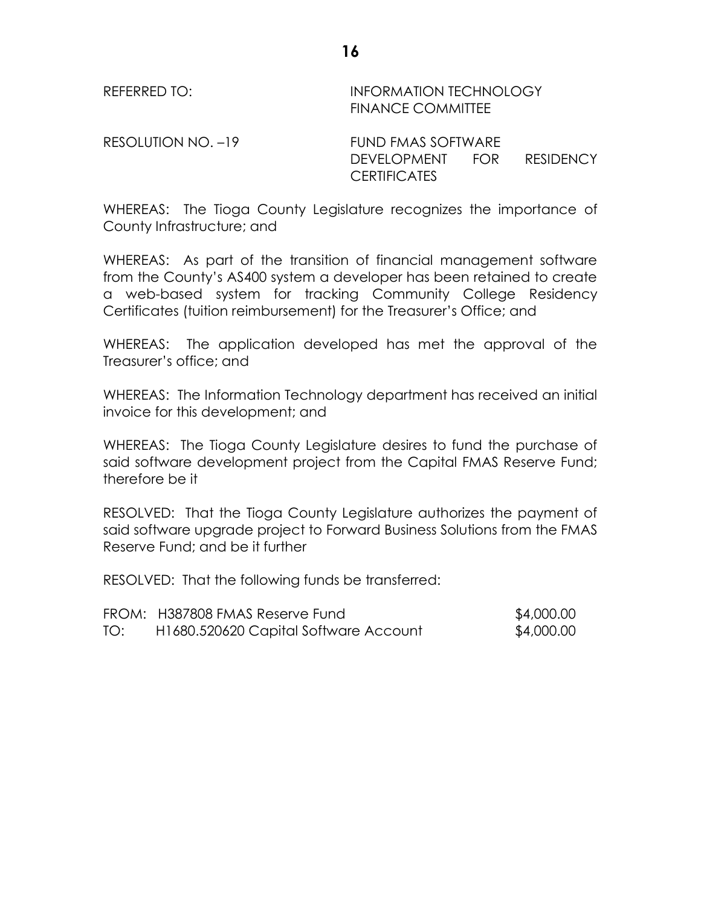REFERRED TO: INFORMATION TECHNOLOGY FINANCE COMMITTEE

RESOLUTION NO. –19 FUND FMAS SOFTWARE DEVELOPMENT FOR RESIDENCY CERTIFICATES

WHEREAS: The Tioga County Legislature recognizes the importance of County Infrastructure; and

WHEREAS: As part of the transition of financial management software from the County's AS400 system a developer has been retained to create a web-based system for tracking Community College Residency Certificates (tuition reimbursement) for the Treasurer's Office; and

WHEREAS: The application developed has met the approval of the Treasurer's office; and

WHEREAS: The Information Technology department has received an initial invoice for this development; and

WHEREAS: The Tioga County Legislature desires to fund the purchase of said software development project from the Capital FMAS Reserve Fund; therefore be it

RESOLVED: That the Tioga County Legislature authorizes the payment of said software upgrade project to Forward Business Solutions from the FMAS Reserve Fund; and be it further

RESOLVED: That the following funds be transferred:

| | | |
|---|---|---|
| FROM: | H387808 FMAS Reserve Fund | $4,000.00 |
| TO: | H1680.520620 Capital Software Account | $4,000.00 |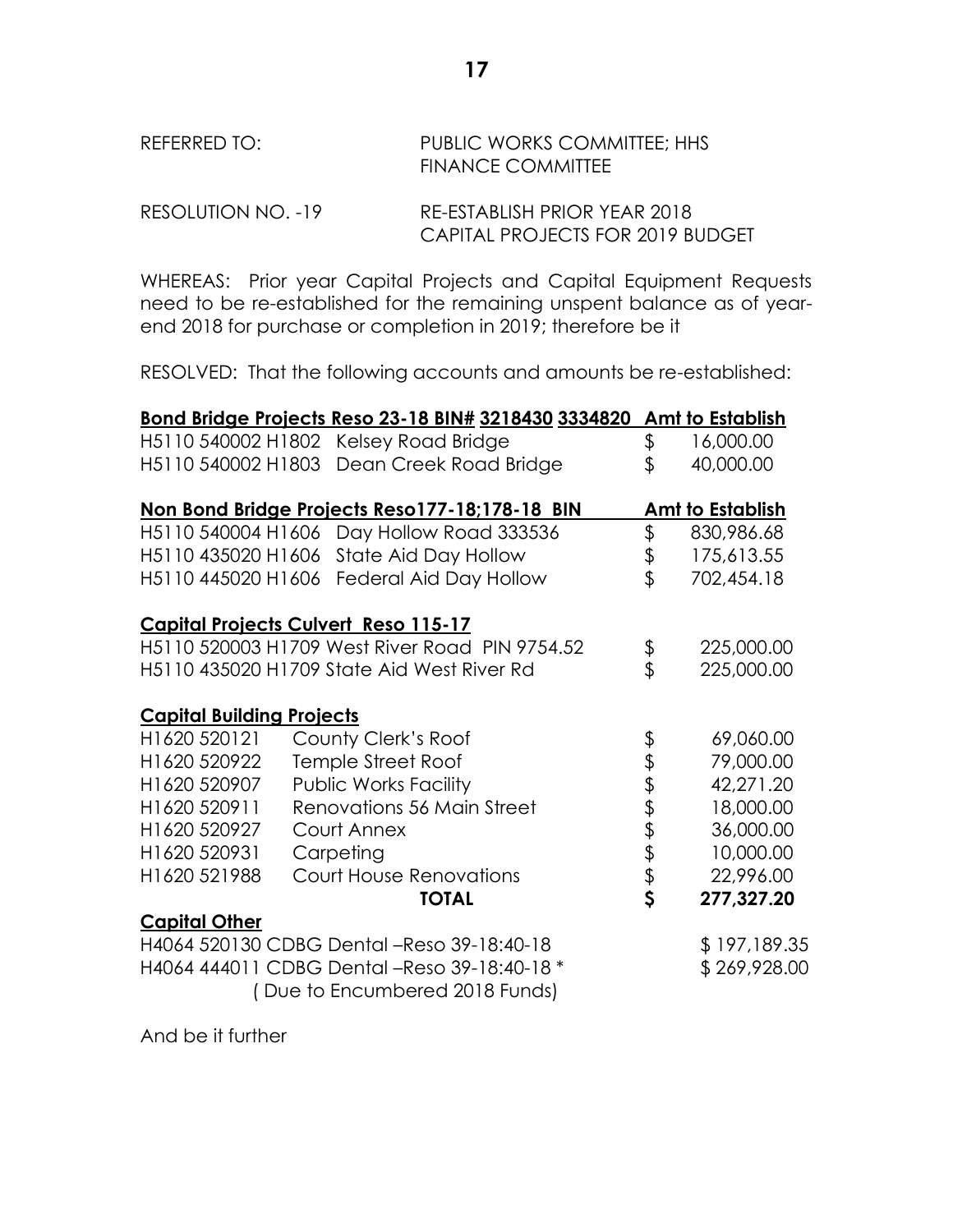REFERRED TO: PUBLIC WORKS COMMITTEE; HHS FINANCE COMMITTEE

RESOLUTION NO. -19 RE-ESTABLISH PRIOR YEAR 2018 CAPITAL PROJECTS FOR 2019 BUDGET

WHEREAS: Prior year Capital Projects and Capital Equipment Requests need to be re-established for the remaining unspent balance as of year-end 2018 for purchase or completion in 2019; therefore be it

RESOLVED: That the following accounts and amounts be re-established:

| **Bond Bridge Projects Reso 23-18 BIN# 3218430 3334820** | | **Amt to Establish** |
|---|---|---|
| H5110 540002 H1802 Kelsey Road Bridge | $ | 16,000.00 |
| H5110 540002 H1803 Dean Creek Road Bridge | $ | 40,000.00 |
| **Non Bond Bridge Projects Reso177-18;178-18 BIN** | | **Amt to Establish** |
| H5110 540004 H1606 Day Hollow Road 333536 | $ | 830,986.68 |
| H5110 435020 H1606 State Aid Day Hollow | $ | 175,613.55 |
| H5110 445020 H1606 Federal Aid Day Hollow | $ | 702,454.18 |
| **Capital Projects Culvert Reso 115-17** | | |
| H5110 520003 H1709 West River Road PIN 9754.52 | $ | 225,000.00 |
| H5110 435020 H1709 State Aid West River Rd | $ | 225,000.00 |
| **Capital Building Projects** | | |
| H1620 520121 County Clerk's Roof | $ | 69,060.00 |
| H1620 520922 Temple Street Roof | $ | 79,000.00 |
| H1620 520907 Public Works Facility | $ | 42,271.20 |
| H1620 520911 Renovations 56 Main Street | $ | 18,000.00 |
| H1620 520927 Court Annex | $ | 36,000.00 |
| H1620 520931 Carpeting | $ | 10,000.00 |
| H1620 521988 Court House Renovations | $ | 22,996.00 |
| **TOTAL** | **$** | **277,327.20** |
| **Capital Other** | | |
| H4064 520130 CDBG Dental –Reso 39-18:40-18 | | $ 197,189.35 |
| H4064 444011 CDBG Dental –Reso 39-18:40-18 * | | $ 269,928.00 |
| ( Due to Encumbered 2018 Funds) | | |

And be it further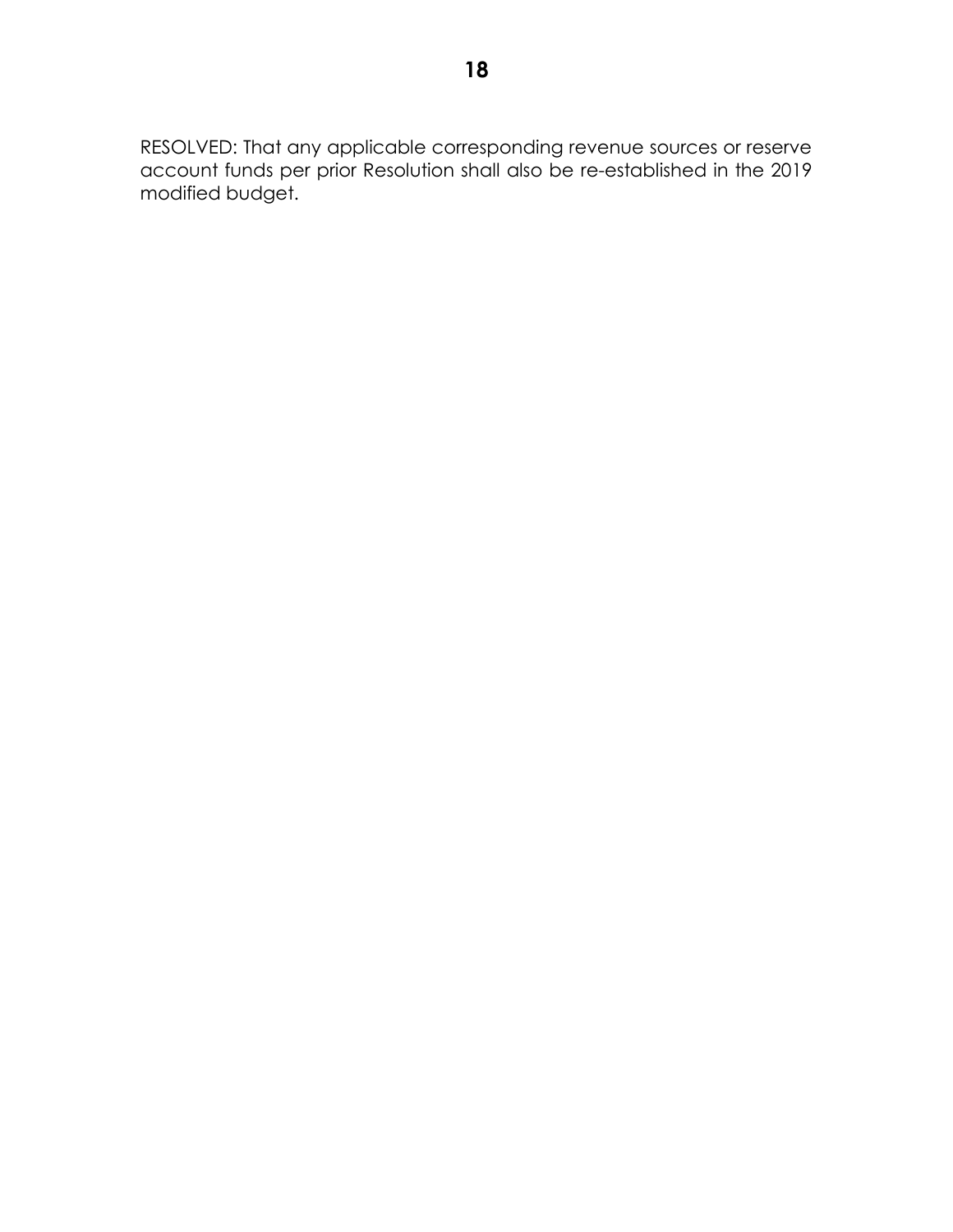RESOLVED: That any applicable corresponding revenue sources or reserve account funds per prior Resolution shall also be re-established in the 2019 modified budget.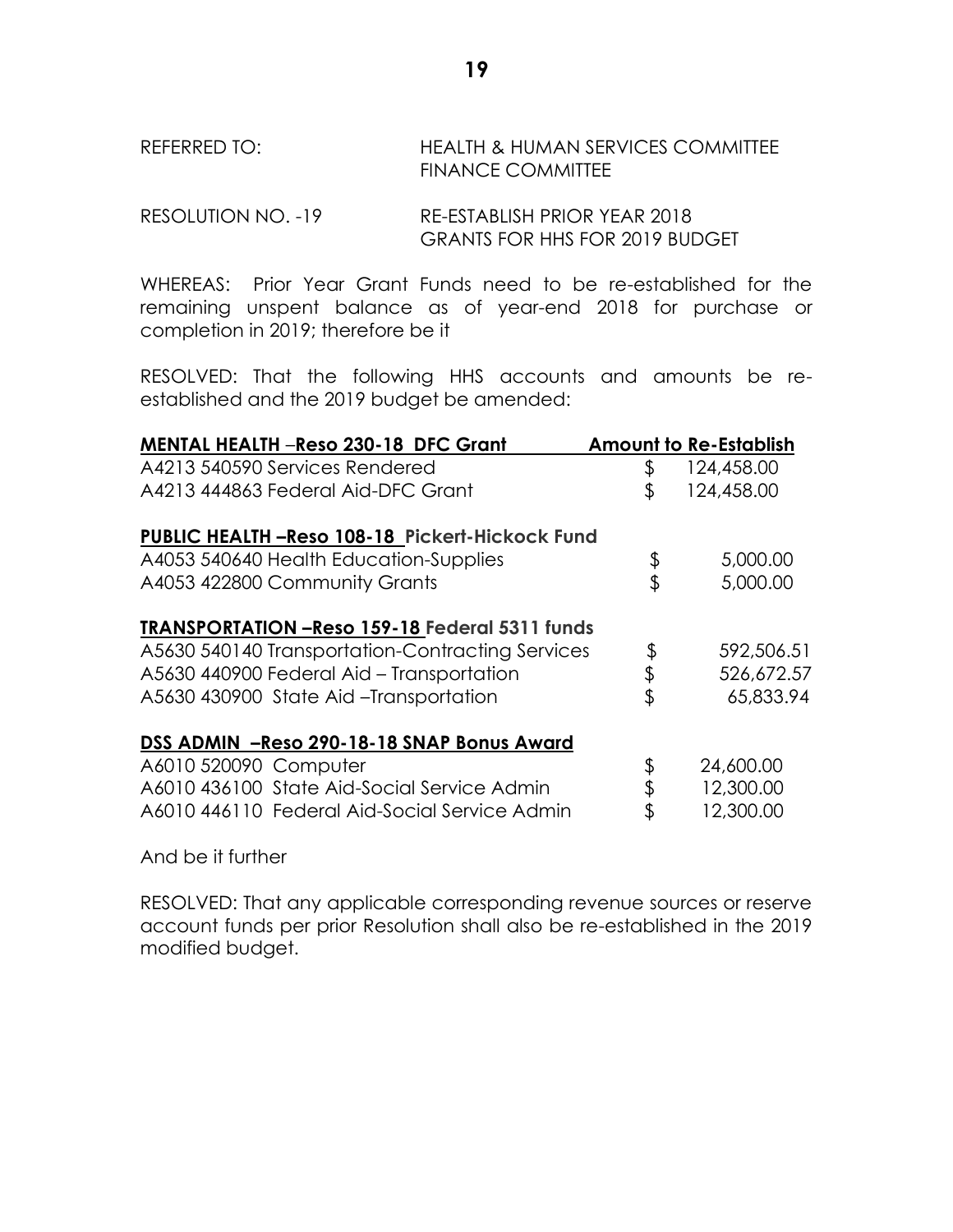REFERRED TO: HEALTH & HUMAN SERVICES COMMITTEE
FINANCE COMMITTEE

RESOLUTION NO. -19 RE-ESTABLISH PRIOR YEAR 2018 GRANTS FOR HHS FOR 2019 BUDGET

WHEREAS: Prior Year Grant Funds need to be re-established for the remaining unspent balance as of year-end 2018 for purchase or completion in 2019; therefore be it

RESOLVED: That the following HHS accounts and amounts be re-established and the 2019 budget be amended:

| **MENTAL HEALTH –Reso 230-18 DFC Grant** | **Amount to Re-Establish** |
|---|---|
| A4213 540590 Services Rendered | $ 124,458.00 |
| A4213 444863 Federal Aid-DFC Grant | $ 124,458.00 |
| | |
| **PUBLIC HEALTH –Reso 108-18 Pickert-Hickock Fund** | |
| A4053 540640 Health Education-Supplies | $ 5,000.00 |
| A4053 422800 Community Grants | $ 5,000.00 |
| | |
| **TRANSPORTATION –Reso 159-18 Federal 5311 funds** | |
| A5630 540140 Transportation-Contracting Services | $ 592,506.51 |
| A5630 440900 Federal Aid – Transportation | $ 526,672.57 |
| A5630 430900 State Aid –Transportation | $ 65,833.94 |
| | |
| **DSS ADMIN –Reso 290-18-18 SNAP Bonus Award** | |
| A6010 520090 Computer | $ 24,600.00 |
| A6010 436100 State Aid-Social Service Admin | $ 12,300.00 |
| A6010 446110 Federal Aid-Social Service Admin | $ 12,300.00 |

And be it further

RESOLVED: That any applicable corresponding revenue sources or reserve account funds per prior Resolution shall also be re-established in the 2019 modified budget.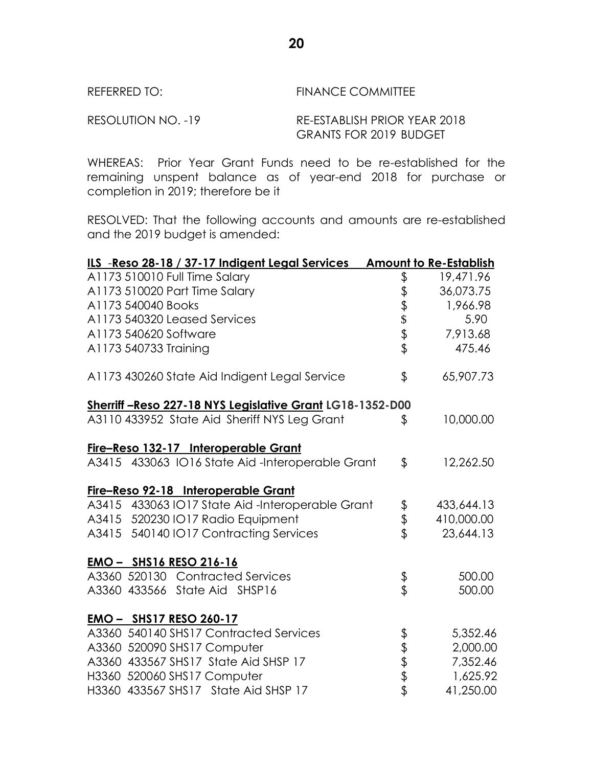REFERRED TO: FINANCE COMMITTEE

RESOLUTION NO. -19 RE-ESTABLISH PRIOR YEAR 2018 GRANTS FOR 2019 BUDGET

WHEREAS: Prior Year Grant Funds need to be re-established for the remaining unspent balance as of year-end 2018 for purchase or completion in 2019; therefore be it

RESOLVED: That the following accounts and amounts are re-established and the 2019 budget is amended:

| **ILS -Reso 28-18 / 37-17 Indigent Legal Services** | | **Amount to Re-Establish** |
|---|---|---|
| A1173 510010 Full Time Salary | $ | 19,471.96 |
| A1173 510020 Part Time Salary | $ | 36,073.75 |
| A1173 540040 Books | $ | 1,966.98 |
| A1173 540320 Leased Services | $ | 5.90 |
| A1173 540620 Software | $ | 7,913.68 |
| A1173 540733 Training | $ | 475.46 |
| | | |
| A1173 430260 State Aid Indigent Legal Service | $ | 65,907.73 |
| | | |
| **Sherriff –Reso 227-18 NYS Legislative Grant LG18-1352-D00** | | |
| A3110 433952 State Aid Sheriff NYS Leg Grant | $ | 10,000.00 |
| | | |
| **Fire–Reso 132-17 Interoperable Grant** | | |
| A3415 433063 IO16 State Aid -Interoperable Grant | $ | 12,262.50 |
| | | |
| **Fire–Reso 92-18 Interoperable Grant** | | |
| A3415 433063 IO17 State Aid -Interoperable Grant | $ | 433,644.13 |
| A3415 520230 IO17 Radio Equipment | $ | 410,000.00 |
| A3415 540140 IO17 Contracting Services | $ | 23,644.13 |
| | | |
| **EMO – SHS16 RESO 216-16** | | |
| A3360 520130 Contracted Services | $ | 500.00 |
| A3360 433566 State Aid SHSP16 | $ | 500.00 |
| | | |
| **EMO – SHS17 RESO 260-17** | | |
| A3360 540140 SHS17 Contracted Services | $ | 5,352.46 |
| A3360 520090 SHS17 Computer | $ | 2,000.00 |
| A3360 433567 SHS17 State Aid SHSP 17 | $ | 7,352.46 |
| H3360 520060 SHS17 Computer | $ | 1,625.92 |
| H3360 433567 SHS17 State Aid SHSP 17 | $ | 41,250.00 |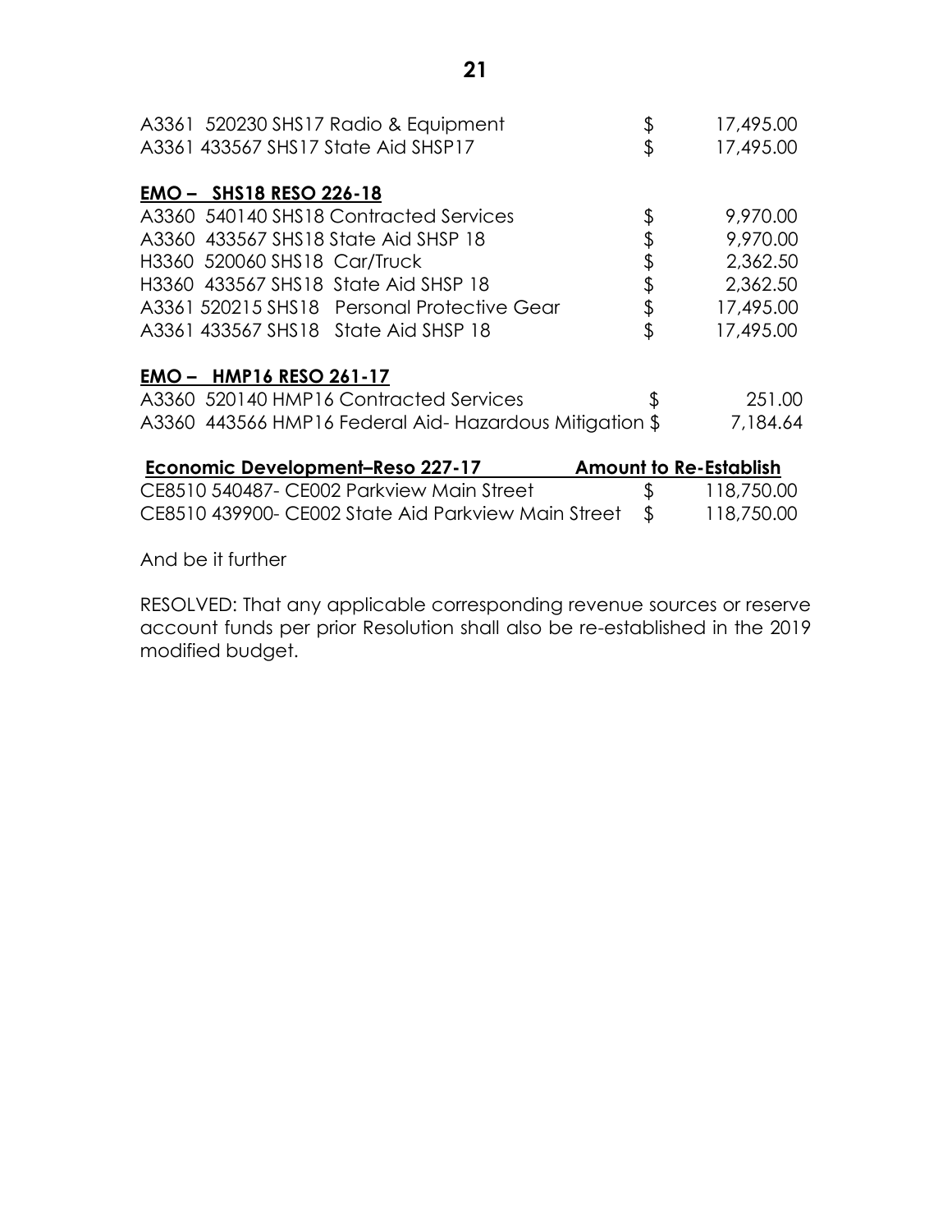| | | |
|---|---|---|
| A3361 520230 SHS17 Radio & Equipment | $ | 17,495.00 |
| A3361 433567 SHS17 State Aid SHSP17 | $ | 17,495.00 |

**EMO – SHS18 RESO 226-18**

| | | |
|---|---|---|
| A3360 540140 SHS18 Contracted Services | $ | 9,970.00 |
| A3360 433567 SHS18 State Aid SHSP 18 | $ | 9,970.00 |
| H3360 520060 SHS18 Car/Truck | $ | 2,362.50 |
| H3360 433567 SHS18 State Aid SHSP 18 | $ | 2,362.50 |
| A3361 520215 SHS18 Personal Protective Gear | $ | 17,495.00 |
| A3361 433567 SHS18 State Aid SHSP 18 | $ | 17,495.00 |

**EMO – HMP16 RESO 261-17**

| | | |
|---|---|---|
| A3360 520140 HMP16 Contracted Services | $ | 251.00 |
| A3360 443566 HMP16 Federal Aid- Hazardous Mitigation | $ | 7,184.64 |

| **Economic Development–Reso 227-17** | **Amount to Re-Establish** | |
|---|---|---|
| CE8510 540487- CE002 Parkview Main Street | $ | 118,750.00 |
| CE8510 439900- CE002 State Aid Parkview Main Street | $ | 118,750.00 |

And be it further

RESOLVED: That any applicable corresponding revenue sources or reserve account funds per prior Resolution shall also be re-established in the 2019 modified budget.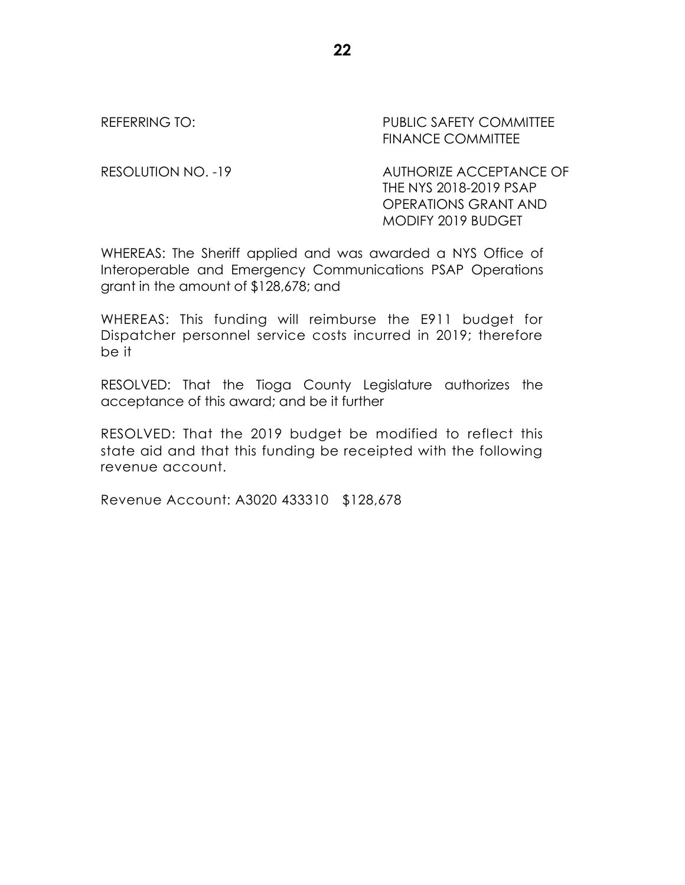REFERRING TO: PUBLIC SAFETY COMMITTEE
FINANCE COMMITTEE

RESOLUTION NO. -19 AUTHORIZE ACCEPTANCE OF THE NYS 2018-2019 PSAP OPERATIONS GRANT AND MODIFY 2019 BUDGET

WHEREAS: The Sheriff applied and was awarded a NYS Office of Interoperable and Emergency Communications PSAP Operations grant in the amount of $128,678; and

WHEREAS: This funding will reimburse the E911 budget for Dispatcher personnel service costs incurred in 2019; therefore be it

RESOLVED: That the Tioga County Legislature authorizes the acceptance of this award; and be it further

RESOLVED: That the 2019 budget be modified to reflect this state aid and that this funding be receipted with the following revenue account.

Revenue Account: A3020 433310 $128,678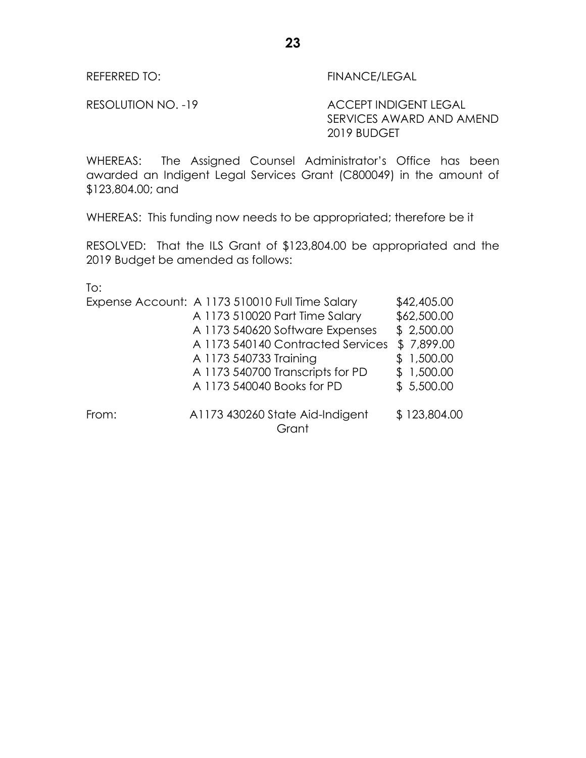REFERRED TO: FINANCE/LEGAL

RESOLUTION NO. -19 ACCEPT INDIGENT LEGAL SERVICES AWARD AND AMEND 2019 BUDGET

WHEREAS: The Assigned Counsel Administrator's Office has been awarded an Indigent Legal Services Grant (C800049) in the amount of $123,804.00; and

WHEREAS: This funding now needs to be appropriated; therefore be it

RESOLVED: That the ILS Grant of $123,804.00 be appropriated and the 2019 Budget be amended as follows:

To:

| | | |
|---|---|---|
| Expense Account: | A 1173 510010 Full Time Salary | $42,405.00 |
| | A 1173 510020 Part Time Salary | $62,500.00 |
| | A 1173 540620 Software Expenses | $ 2,500.00 |
| | A 1173 540140 Contracted Services | $ 7,899.00 |
| | A 1173 540733 Training | $ 1,500.00 |
| | A 1173 540700 Transcripts for PD | $ 1,500.00 |
| | A 1173 540040 Books for PD | $ 5,500.00 |
| From: | A1173 430260 State Aid-Indigent Grant | $ 123,804.00 |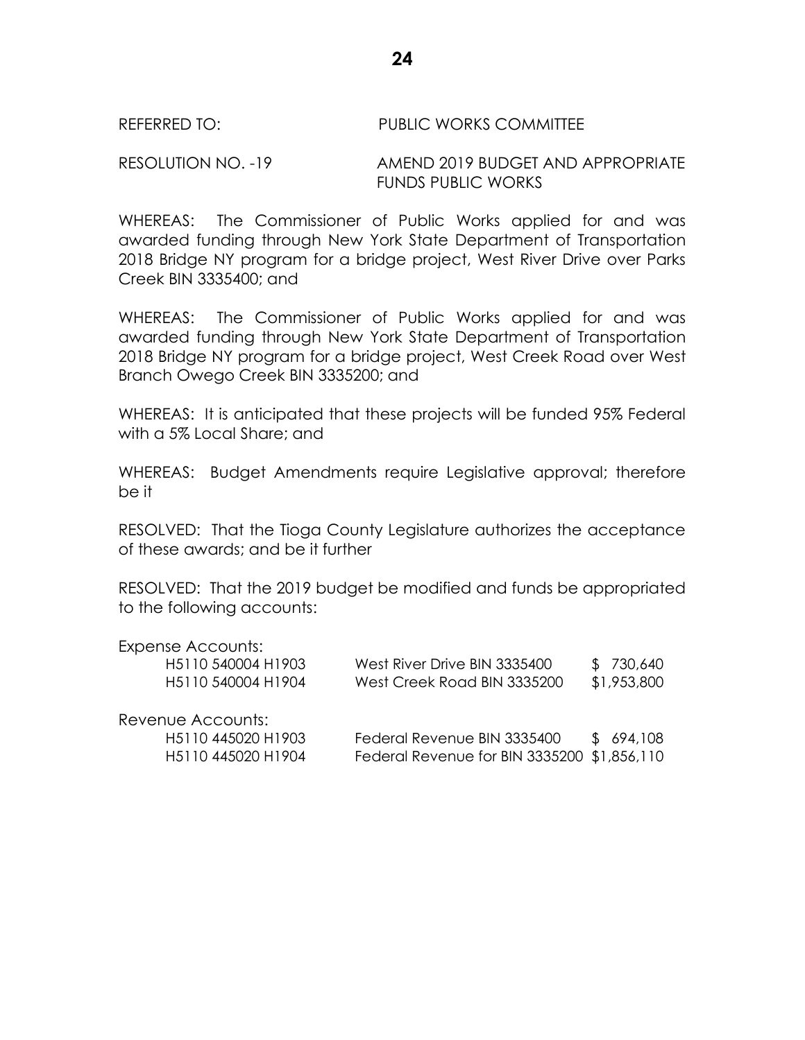REFERRED TO: PUBLIC WORKS COMMITTEE

RESOLUTION NO. -19 AMEND 2019 BUDGET AND APPROPRIATE FUNDS PUBLIC WORKS

WHEREAS: The Commissioner of Public Works applied for and was awarded funding through New York State Department of Transportation 2018 Bridge NY program for a bridge project, West River Drive over Parks Creek BIN 3335400; and

WHEREAS: The Commissioner of Public Works applied for and was awarded funding through New York State Department of Transportation 2018 Bridge NY program for a bridge project, West Creek Road over West Branch Owego Creek BIN 3335200; and

WHEREAS: It is anticipated that these projects will be funded 95% Federal with a 5% Local Share; and

WHEREAS: Budget Amendments require Legislative approval; therefore be it

RESOLVED: That the Tioga County Legislature authorizes the acceptance of these awards; and be it further

RESOLVED: That the 2019 budget be modified and funds be appropriated to the following accounts:

Expense Accounts:

| | | |
|---|---|---|
| H5110 540004 H1903 | West River Drive BIN 3335400 | $ 730,640 |
| H5110 540004 H1904 | West Creek Road BIN 3335200 | $1,953,800 |

Revenue Accounts:

| | | |
|---|---|---|
| H5110 445020 H1903 | Federal Revenue BIN 3335400 | $ 694,108 |
| H5110 445020 H1904 | Federal Revenue for BIN 3335200 | $1,856,110 |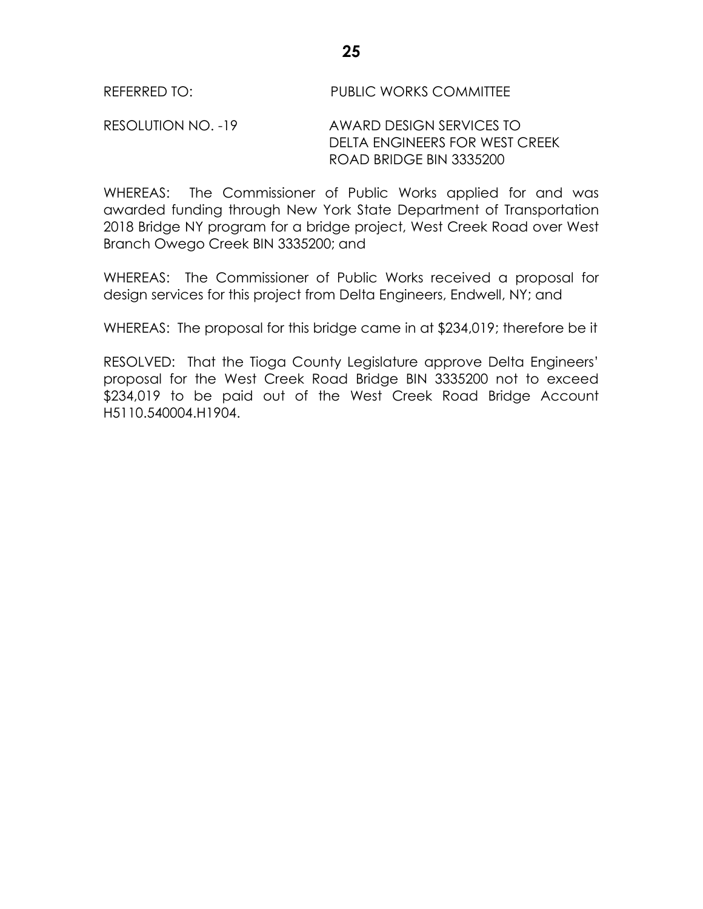REFERRED TO: PUBLIC WORKS COMMITTEE

RESOLUTION NO. -19 AWARD DESIGN SERVICES TO DELTA ENGINEERS FOR WEST CREEK ROAD BRIDGE BIN 3335200

WHEREAS: The Commissioner of Public Works applied for and was awarded funding through New York State Department of Transportation 2018 Bridge NY program for a bridge project, West Creek Road over West Branch Owego Creek BIN 3335200; and

WHEREAS: The Commissioner of Public Works received a proposal for design services for this project from Delta Engineers, Endwell, NY; and

WHEREAS: The proposal for this bridge came in at $234,019; therefore be it

RESOLVED: That the Tioga County Legislature approve Delta Engineers' proposal for the West Creek Road Bridge BIN 3335200 not to exceed $234,019 to be paid out of the West Creek Road Bridge Account H5110.540004.H1904.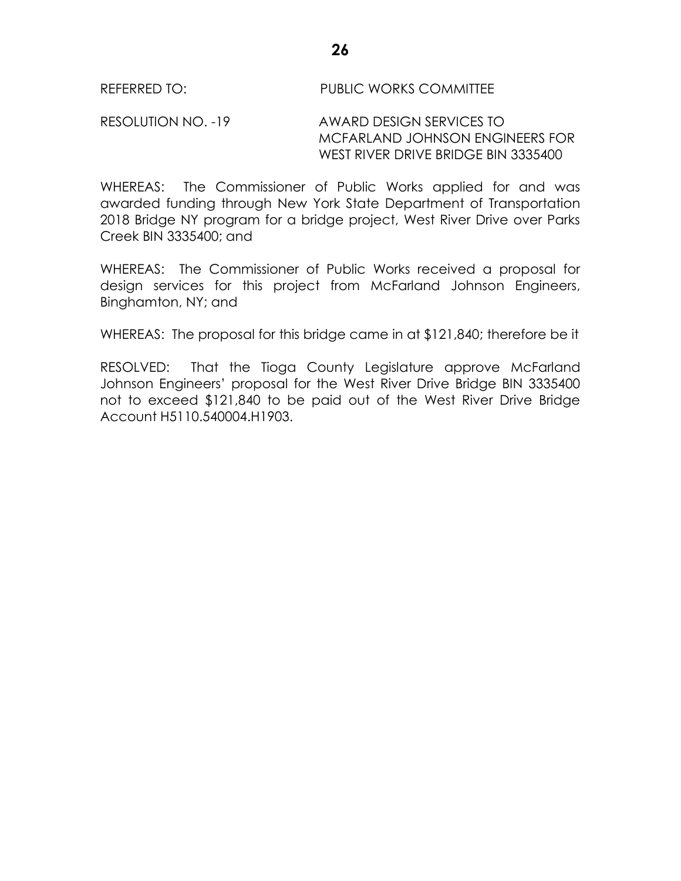REFERRED TO: PUBLIC WORKS COMMITTEE

RESOLUTION NO. -19 AWARD DESIGN SERVICES TO MCFARLAND JOHNSON ENGINEERS FOR WEST RIVER DRIVE BRIDGE BIN 3335400

WHEREAS: The Commissioner of Public Works applied for and was awarded funding through New York State Department of Transportation 2018 Bridge NY program for a bridge project, West River Drive over Parks Creek BIN 3335400; and

WHEREAS: The Commissioner of Public Works received a proposal for design services for this project from McFarland Johnson Engineers, Binghamton, NY; and

WHEREAS: The proposal for this bridge came in at $121,840; therefore be it

RESOLVED: That the Tioga County Legislature approve McFarland Johnson Engineers' proposal for the West River Drive Bridge BIN 3335400 not to exceed $121,840 to be paid out of the West River Drive Bridge Account H5110.540004.H1903.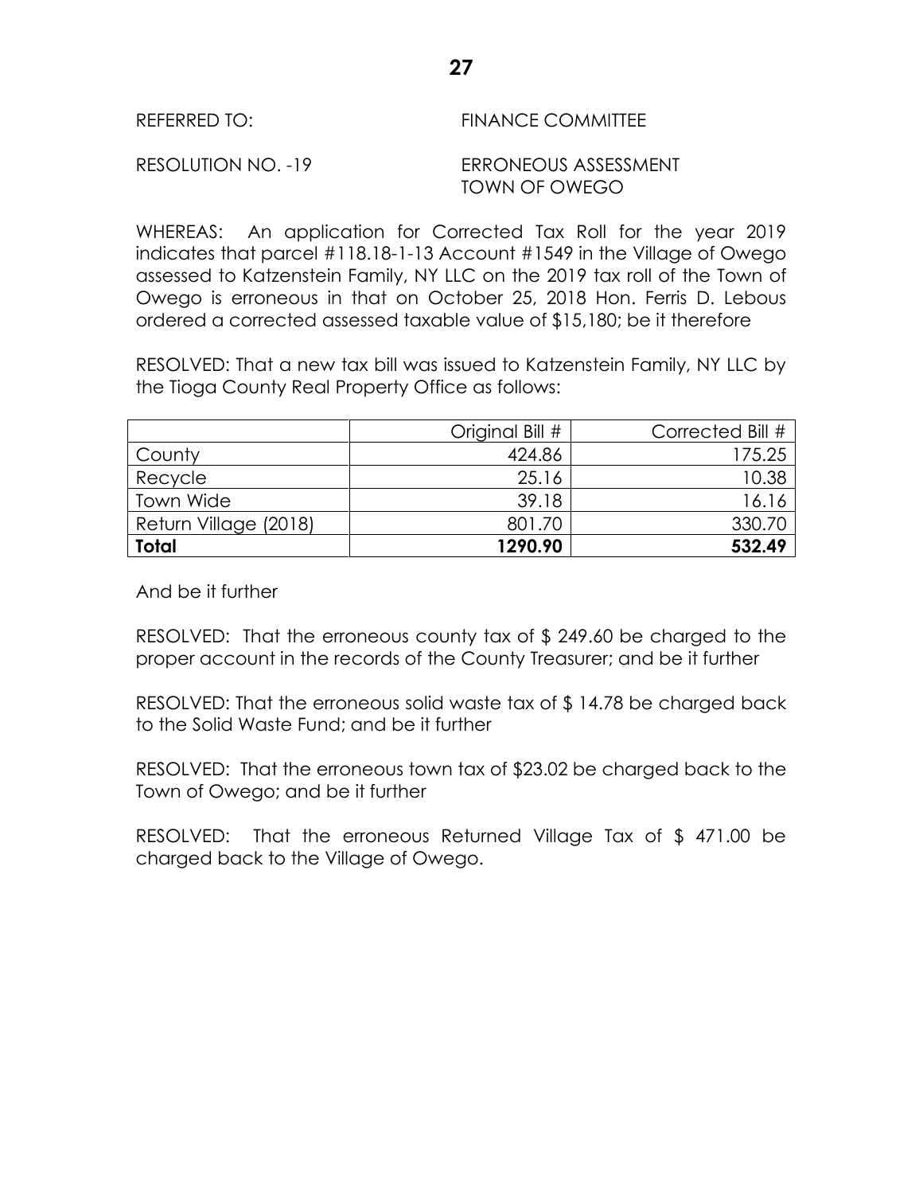REFERRED TO: FINANCE COMMITTEE

RESOLUTION NO. -19 ERRONEOUS ASSESSMENT
TOWN OF OWEGO

WHEREAS: An application for Corrected Tax Roll for the year 2019 indicates that parcel #118.18-1-13 Account #1549 in the Village of Owego assessed to Katzenstein Family, NY LLC on the 2019 tax roll of the Town of Owego is erroneous in that on October 25, 2018 Hon. Ferris D. Lebous ordered a corrected assessed taxable value of $15,180; be it therefore

RESOLVED: That a new tax bill was issued to Katzenstein Family, NY LLC by the Tioga County Real Property Office as follows:

| | Original Bill # | Corrected Bill # |
|---|---:|---:|
| County | 424.86 | 175.25 |
| Recycle | 25.16 | 10.38 |
| Town Wide | 39.18 | 16.16 |
| Return Village (2018) | 801.70 | 330.70 |
| **Total** | **1290.90** | **532.49** |

And be it further

RESOLVED: That the erroneous county tax of $ 249.60 be charged to the proper account in the records of the County Treasurer; and be it further

RESOLVED: That the erroneous solid waste tax of $ 14.78 be charged back to the Solid Waste Fund; and be it further

RESOLVED: That the erroneous town tax of $23.02 be charged back to the Town of Owego; and be it further

RESOLVED: That the erroneous Returned Village Tax of $ 471.00 be charged back to the Village of Owego.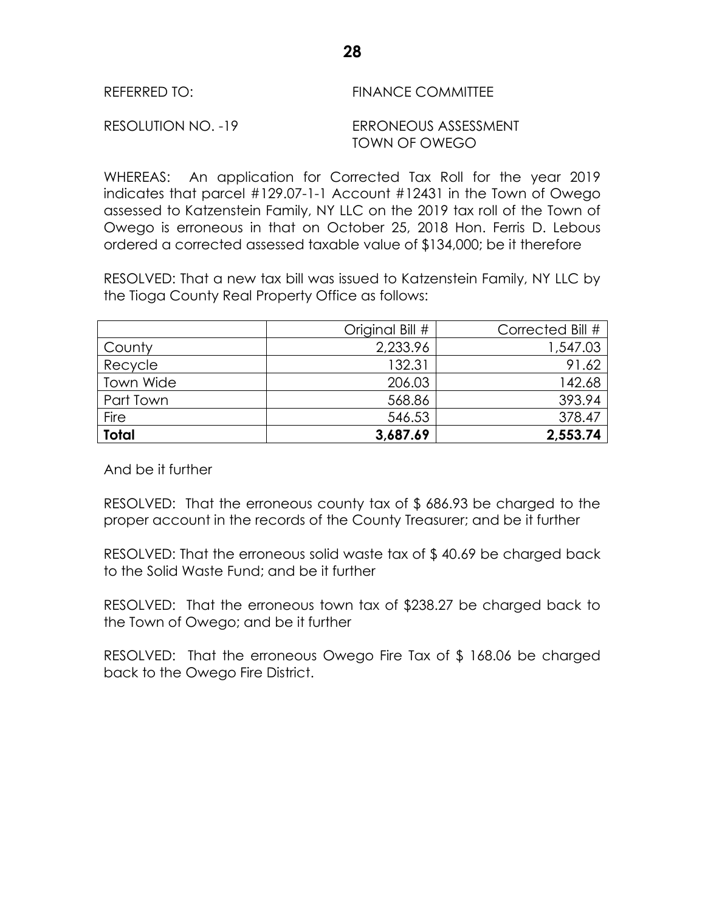REFERRED TO: FINANCE COMMITTEE

RESOLUTION NO. -19 ERRONEOUS ASSESSMENT TOWN OF OWEGO

WHEREAS: An application for Corrected Tax Roll for the year 2019 indicates that parcel #129.07-1-1 Account #12431 in the Town of Owego assessed to Katzenstein Family, NY LLC on the 2019 tax roll of the Town of Owego is erroneous in that on October 25, 2018 Hon. Ferris D. Lebous ordered a corrected assessed taxable value of $134,000; be it therefore

RESOLVED: That a new tax bill was issued to Katzenstein Family, NY LLC by the Tioga County Real Property Office as follows:

| | Original Bill # | Corrected Bill # |
|---|---|---|
| County | 2,233.96 | 1,547.03 |
| Recycle | 132.31 | 91.62 |
| Town Wide | 206.03 | 142.68 |
| Part Town | 568.86 | 393.94 |
| Fire | 546.53 | 378.47 |
| **Total** | **3,687.69** | **2,553.74** |

And be it further

RESOLVED: That the erroneous county tax of $ 686.93 be charged to the proper account in the records of the County Treasurer; and be it further

RESOLVED: That the erroneous solid waste tax of $ 40.69 be charged back to the Solid Waste Fund; and be it further

RESOLVED: That the erroneous town tax of $238.27 be charged back to the Town of Owego; and be it further

RESOLVED: That the erroneous Owego Fire Tax of $ 168.06 be charged back to the Owego Fire District.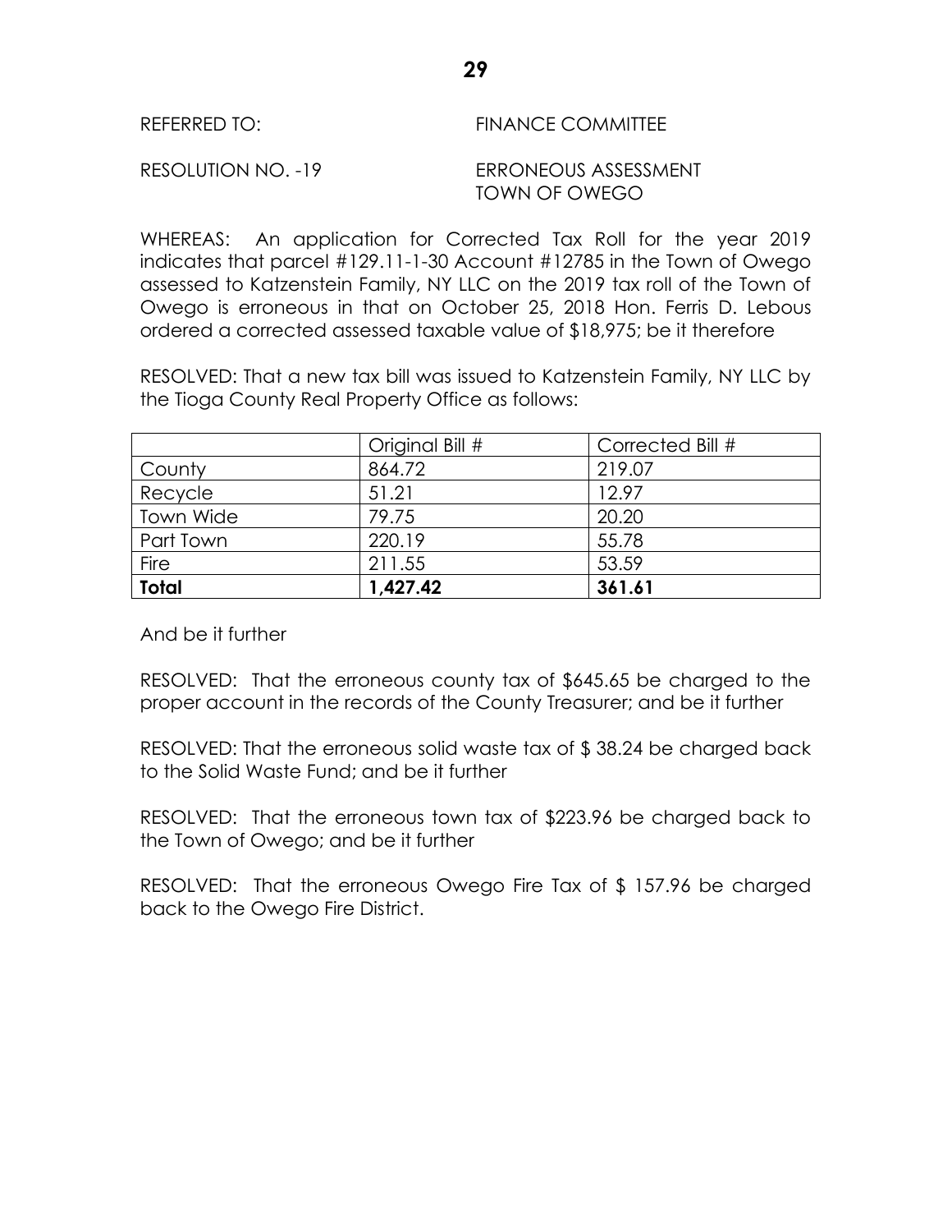REFERRED TO: FINANCE COMMITTEE

RESOLUTION NO. -19 ERRONEOUS ASSESSMENT TOWN OF OWEGO

WHEREAS: An application for Corrected Tax Roll for the year 2019 indicates that parcel #129.11-1-30 Account #12785 in the Town of Owego assessed to Katzenstein Family, NY LLC on the 2019 tax roll of the Town of Owego is erroneous in that on October 25, 2018 Hon. Ferris D. Lebous ordered a corrected assessed taxable value of $18,975; be it therefore

RESOLVED: That a new tax bill was issued to Katzenstein Family, NY LLC by the Tioga County Real Property Office as follows:

| | Original Bill # | Corrected Bill # |
|---|---|---|
| County | 864.72 | 219.07 |
| Recycle | 51.21 | 12.97 |
| Town Wide | 79.75 | 20.20 |
| Part Town | 220.19 | 55.78 |
| Fire | 211.55 | 53.59 |
| **Total** | **1,427.42** | **361.61** |

And be it further

RESOLVED: That the erroneous county tax of $645.65 be charged to the proper account in the records of the County Treasurer; and be it further

RESOLVED: That the erroneous solid waste tax of $ 38.24 be charged back to the Solid Waste Fund; and be it further

RESOLVED: That the erroneous town tax of $223.96 be charged back to the Town of Owego; and be it further

RESOLVED: That the erroneous Owego Fire Tax of $ 157.96 be charged back to the Owego Fire District.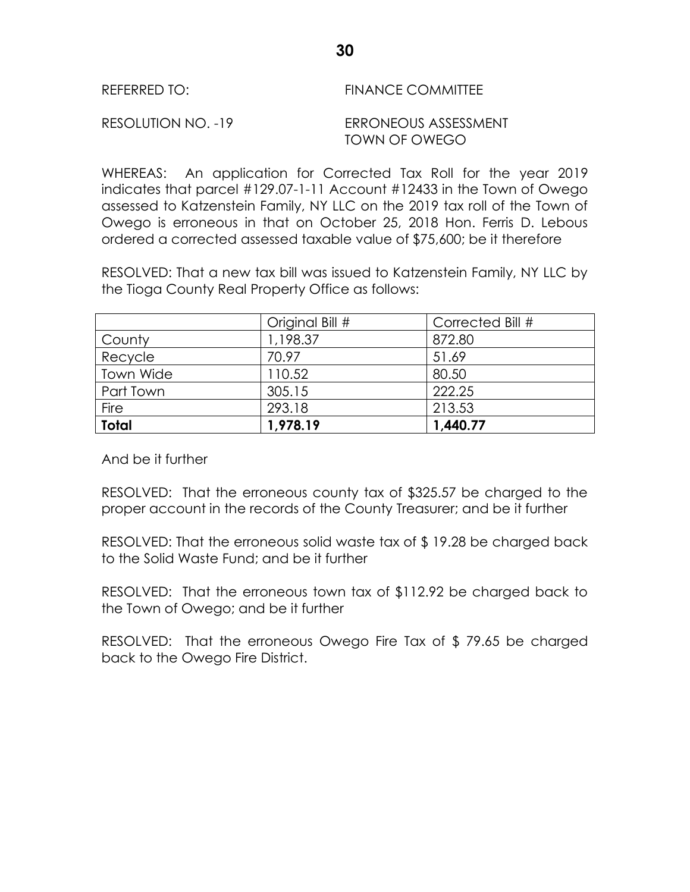REFERRED TO: FINANCE COMMITTEE

RESOLUTION NO. -19 ERRONEOUS ASSESSMENT TOWN OF OWEGO

WHEREAS: An application for Corrected Tax Roll for the year 2019 indicates that parcel #129.07-1-11 Account #12433 in the Town of Owego assessed to Katzenstein Family, NY LLC on the 2019 tax roll of the Town of Owego is erroneous in that on October 25, 2018 Hon. Ferris D. Lebous ordered a corrected assessed taxable value of $75,600; be it therefore

RESOLVED: That a new tax bill was issued to Katzenstein Family, NY LLC by the Tioga County Real Property Office as follows:

| | Original Bill # | Corrected Bill # |
|---|---|---|
| County | 1,198.37 | 872.80 |
| Recycle | 70.97 | 51.69 |
| Town Wide | 110.52 | 80.50 |
| Part Town | 305.15 | 222.25 |
| Fire | 293.18 | 213.53 |
| **Total** | **1,978.19** | **1,440.77** |

And be it further

RESOLVED: That the erroneous county tax of $325.57 be charged to the proper account in the records of the County Treasurer; and be it further

RESOLVED: That the erroneous solid waste tax of $ 19.28 be charged back to the Solid Waste Fund; and be it further

RESOLVED: That the erroneous town tax of $112.92 be charged back to the Town of Owego; and be it further

RESOLVED: That the erroneous Owego Fire Tax of $ 79.65 be charged back to the Owego Fire District.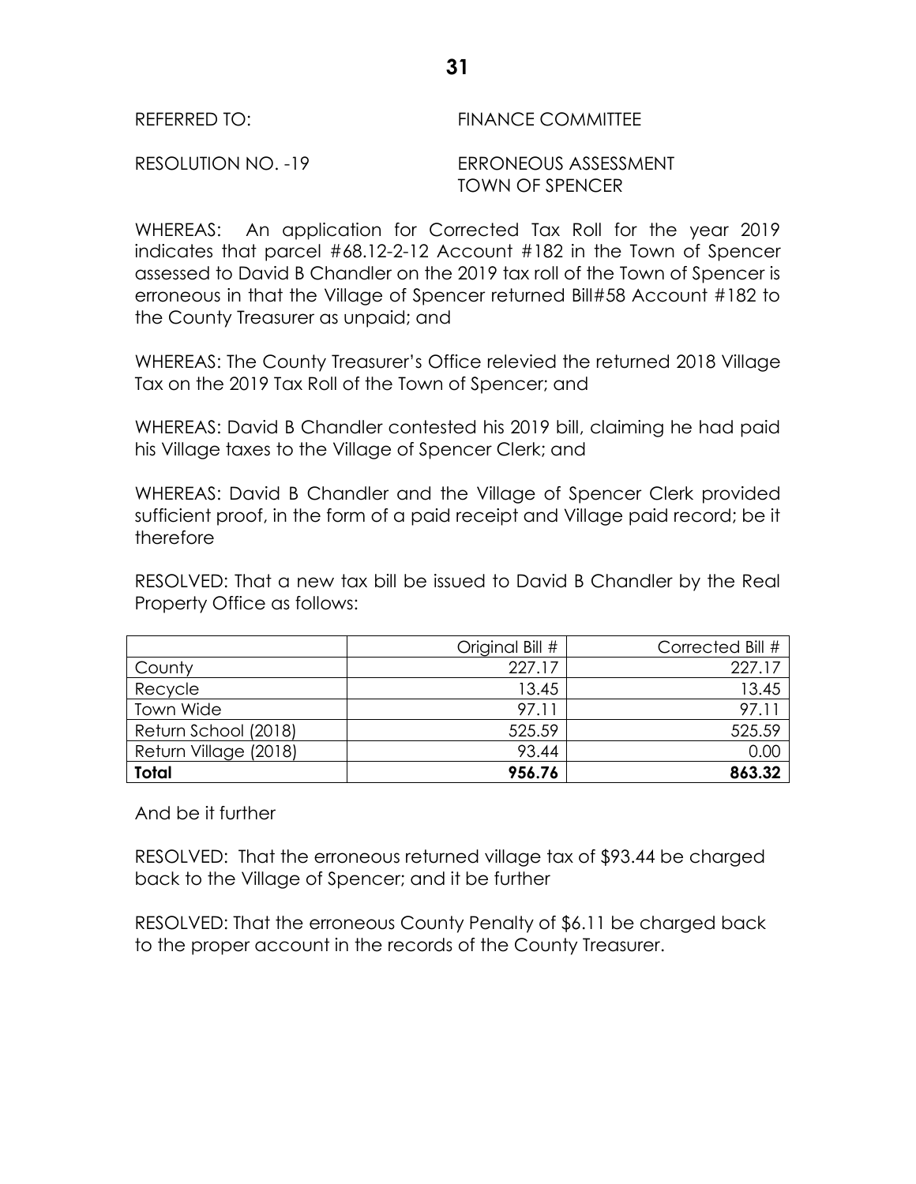REFERRED TO: FINANCE COMMITTEE

RESOLUTION NO. -19 ERRONEOUS ASSESSMENT
TOWN OF SPENCER

WHEREAS: An application for Corrected Tax Roll for the year 2019 indicates that parcel #68.12-2-12 Account #182 in the Town of Spencer assessed to David B Chandler on the 2019 tax roll of the Town of Spencer is erroneous in that the Village of Spencer returned Bill#58 Account #182 to the County Treasurer as unpaid; and

WHEREAS: The County Treasurer's Office relevied the returned 2018 Village Tax on the 2019 Tax Roll of the Town of Spencer; and

WHEREAS: David B Chandler contested his 2019 bill, claiming he had paid his Village taxes to the Village of Spencer Clerk; and

WHEREAS: David B Chandler and the Village of Spencer Clerk provided sufficient proof, in the form of a paid receipt and Village paid record; be it therefore

RESOLVED: That a new tax bill be issued to David B Chandler by the Real Property Office as follows:

| | Original Bill # | Corrected Bill # |
|---|---:|---:|
| County | 227.17 | 227.17 |
| Recycle | 13.45 | 13.45 |
| Town Wide | 97.11 | 97.11 |
| Return School (2018) | 525.59 | 525.59 |
| Return Village (2018) | 93.44 | 0.00 |
| **Total** | **956.76** | **863.32** |

And be it further

RESOLVED: That the erroneous returned village tax of $93.44 be charged back to the Village of Spencer; and it be further

RESOLVED: That the erroneous County Penalty of $6.11 be charged back to the proper account in the records of the County Treasurer.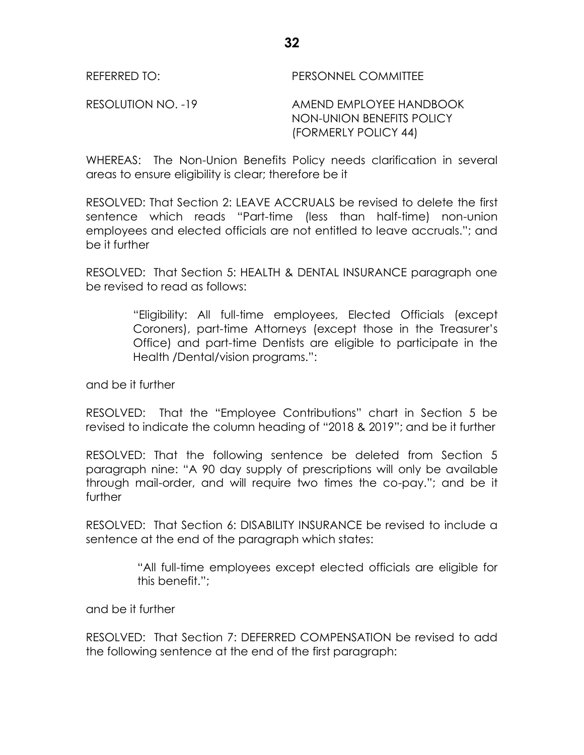REFERRED TO: PERSONNEL COMMITTEE

RESOLUTION NO. -19 AMEND EMPLOYEE HANDBOOK NON-UNION BENEFITS POLICY (FORMERLY POLICY 44)

WHEREAS: The Non-Union Benefits Policy needs clarification in several areas to ensure eligibility is clear; therefore be it

RESOLVED: That Section 2: LEAVE ACCRUALS be revised to delete the first sentence which reads "Part-time (less than half-time) non-union employees and elected officials are not entitled to leave accruals."; and be it further

RESOLVED: That Section 5: HEALTH & DENTAL INSURANCE paragraph one be revised to read as follows:

> "Eligibility: All full-time employees, Elected Officials (except Coroners), part-time Attorneys (except those in the Treasurer's Office) and part-time Dentists are eligible to participate in the Health /Dental/vision programs.":

and be it further

RESOLVED: That the "Employee Contributions" chart in Section 5 be revised to indicate the column heading of "2018 & 2019"; and be it further

RESOLVED: That the following sentence be deleted from Section 5 paragraph nine: "A 90 day supply of prescriptions will only be available through mail-order, and will require two times the co-pay."; and be it further

RESOLVED: That Section 6: DISABILITY INSURANCE be revised to include a sentence at the end of the paragraph which states:

> "All full-time employees except elected officials are eligible for this benefit.";

and be it further

RESOLVED: That Section 7: DEFERRED COMPENSATION be revised to add the following sentence at the end of the first paragraph: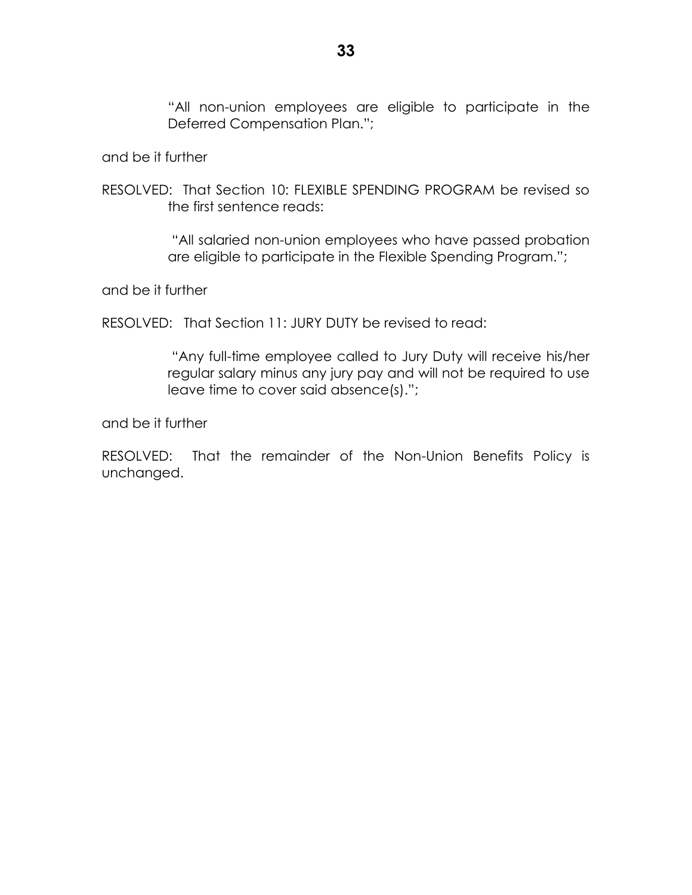"All non-union employees are eligible to participate in the Deferred Compensation Plan.";

and be it further

RESOLVED: That Section 10: FLEXIBLE SPENDING PROGRAM be revised so the first sentence reads:

> "All salaried non-union employees who have passed probation are eligible to participate in the Flexible Spending Program.";

and be it further

RESOLVED: That Section 11: JURY DUTY be revised to read:

> "Any full-time employee called to Jury Duty will receive his/her regular salary minus any jury pay and will not be required to use leave time to cover said absence(s).";

and be it further

RESOLVED: That the remainder of the Non-Union Benefits Policy is unchanged.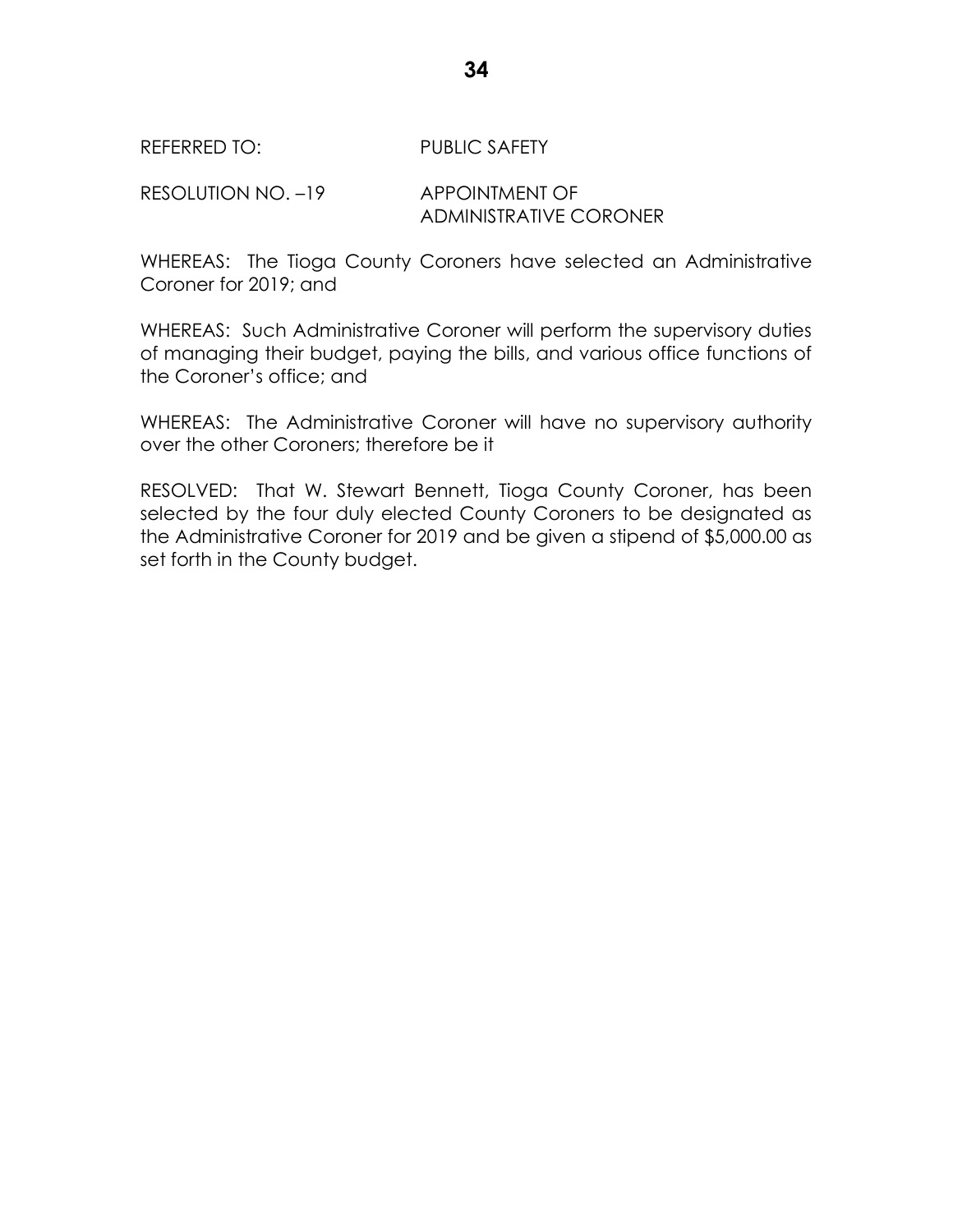REFERRED TO: PUBLIC SAFETY

RESOLUTION NO. –19 APPOINTMENT OF ADMINISTRATIVE CORONER

WHEREAS: The Tioga County Coroners have selected an Administrative Coroner for 2019; and

WHEREAS: Such Administrative Coroner will perform the supervisory duties of managing their budget, paying the bills, and various office functions of the Coroner's office; and

WHEREAS: The Administrative Coroner will have no supervisory authority over the other Coroners; therefore be it

RESOLVED: That W. Stewart Bennett, Tioga County Coroner, has been selected by the four duly elected County Coroners to be designated as the Administrative Coroner for 2019 and be given a stipend of $5,000.00 as set forth in the County budget.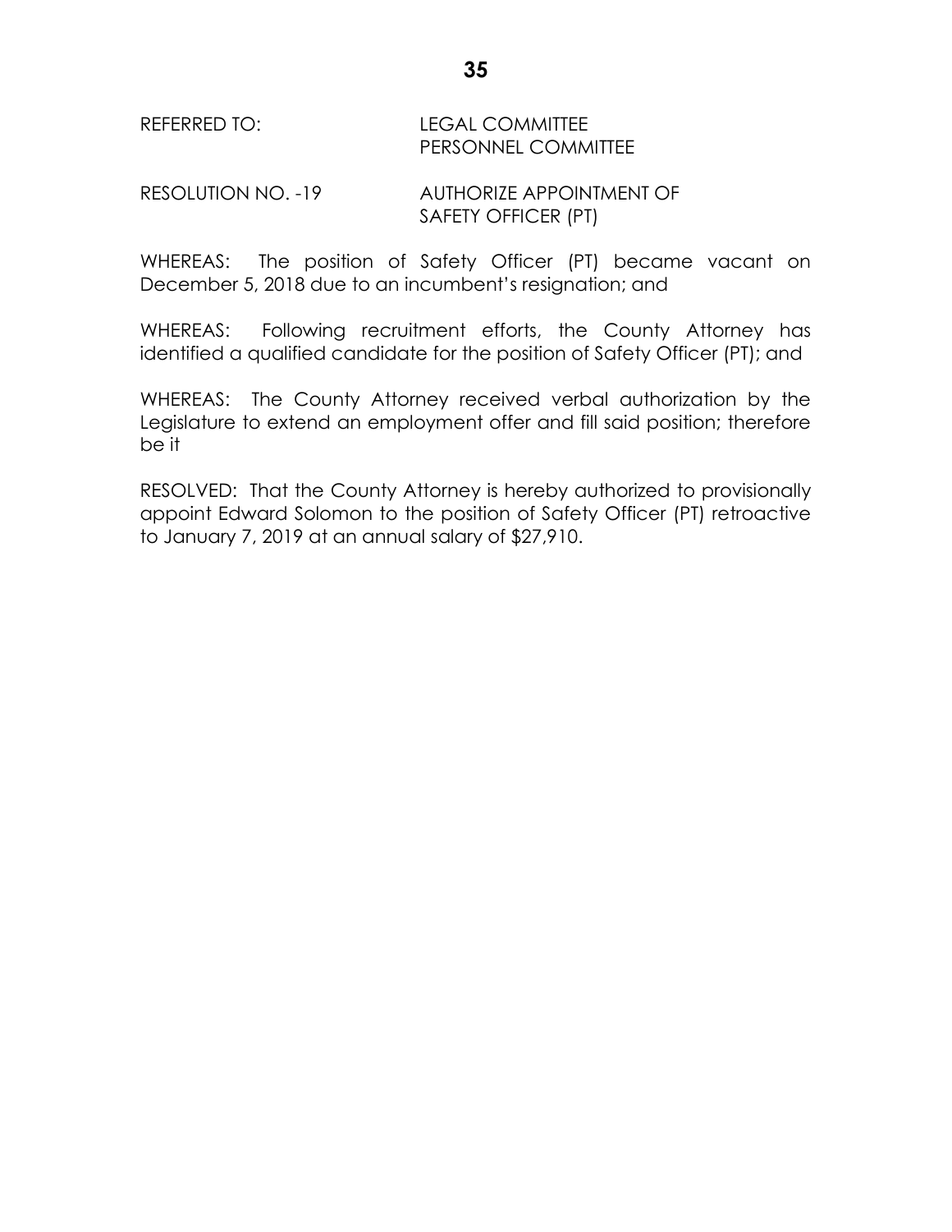REFERRED TO: LEGAL COMMITTEE
PERSONNEL COMMITTEE

RESOLUTION NO. -19 AUTHORIZE APPOINTMENT OF SAFETY OFFICER (PT)

WHEREAS: The position of Safety Officer (PT) became vacant on December 5, 2018 due to an incumbent's resignation; and

WHEREAS: Following recruitment efforts, the County Attorney has identified a qualified candidate for the position of Safety Officer (PT); and

WHEREAS: The County Attorney received verbal authorization by the Legislature to extend an employment offer and fill said position; therefore be it

RESOLVED: That the County Attorney is hereby authorized to provisionally appoint Edward Solomon to the position of Safety Officer (PT) retroactive to January 7, 2019 at an annual salary of $27,910.